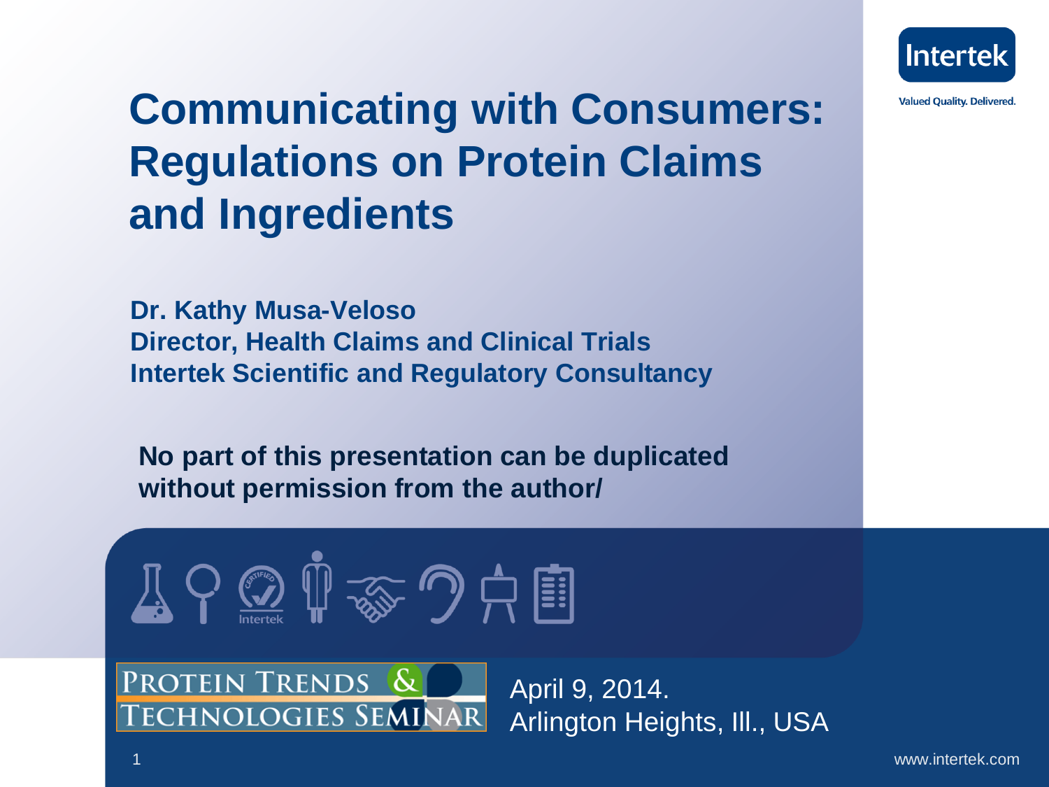# Communicating with Consumers: Regulations on Protein Claims and Ingredients

**Dr. Kathy Musa-Veloso**
**Director, Health Claims and Clinical Trials**
**Intertek Scientific and Regulatory Consultancy**

**No part of this presentation can be duplicated without permission from the author/**

Intertek

Valued Quality. Delivered.

PROTEIN TRENDS & TECHNOLOGIES SEMINAR

April 9, 2014.
Arlington Heights, Ill., USA

www.intertek.com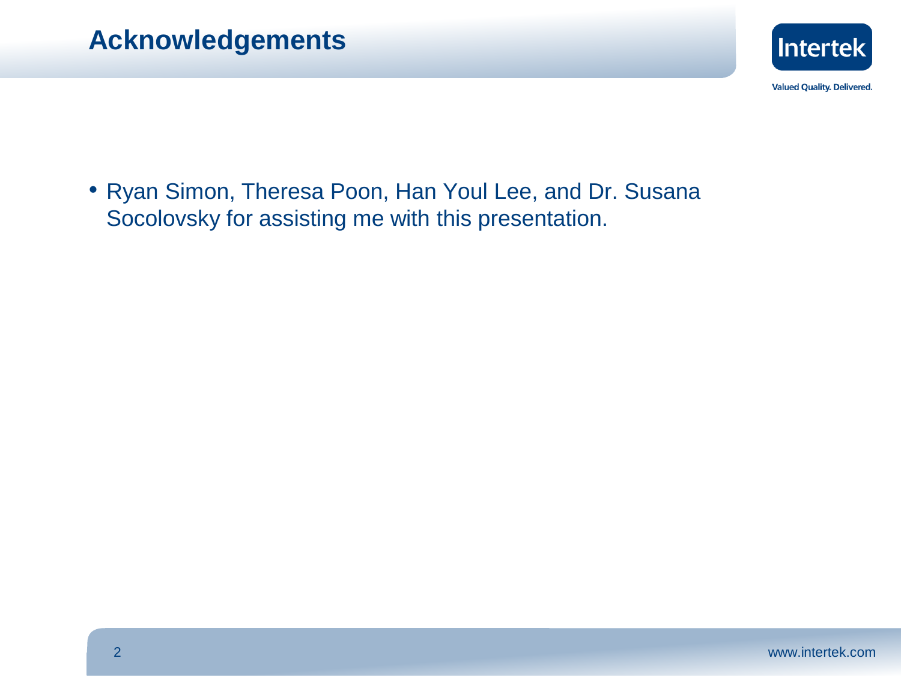# Acknowledgements

- Ryan Simon, Theresa Poon, Han Youl Lee, and Dr. Susana Socolovsky for assisting me with this presentation.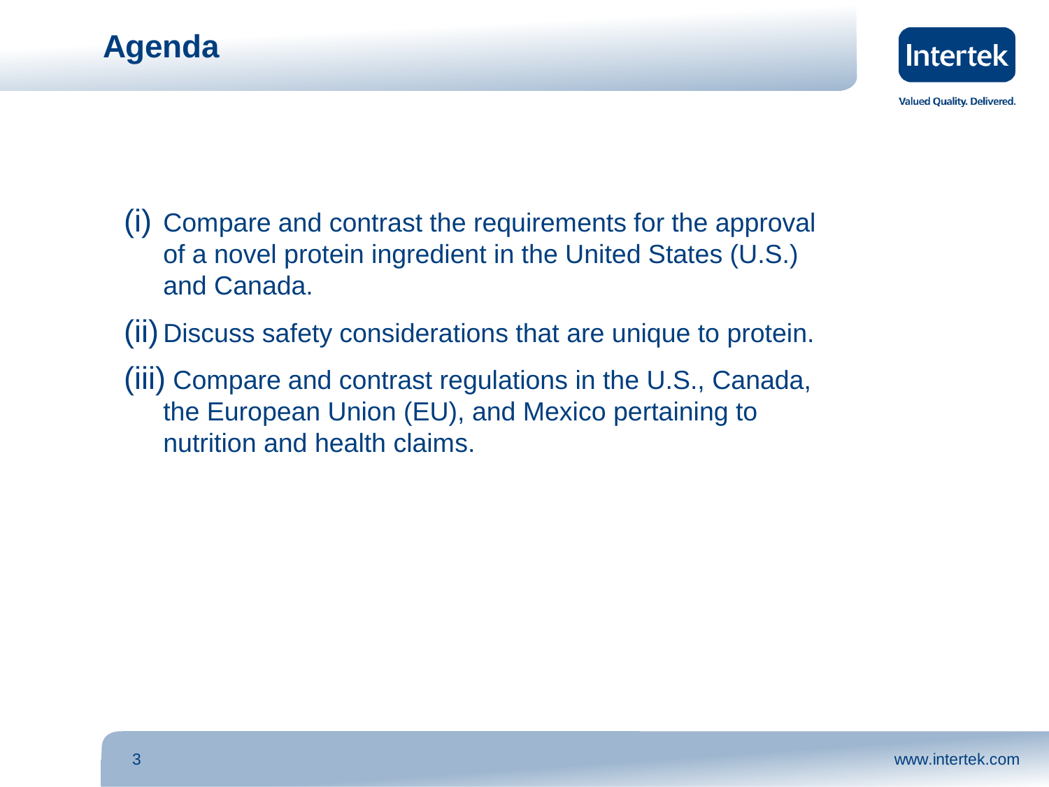# Agenda

(i) Compare and contrast the requirements for the approval of a novel protein ingredient in the United States (U.S.) and Canada.

(ii) Discuss safety considerations that are unique to protein.

(iii) Compare and contrast regulations in the U.S., Canada, the European Union (EU), and Mexico pertaining to nutrition and health claims.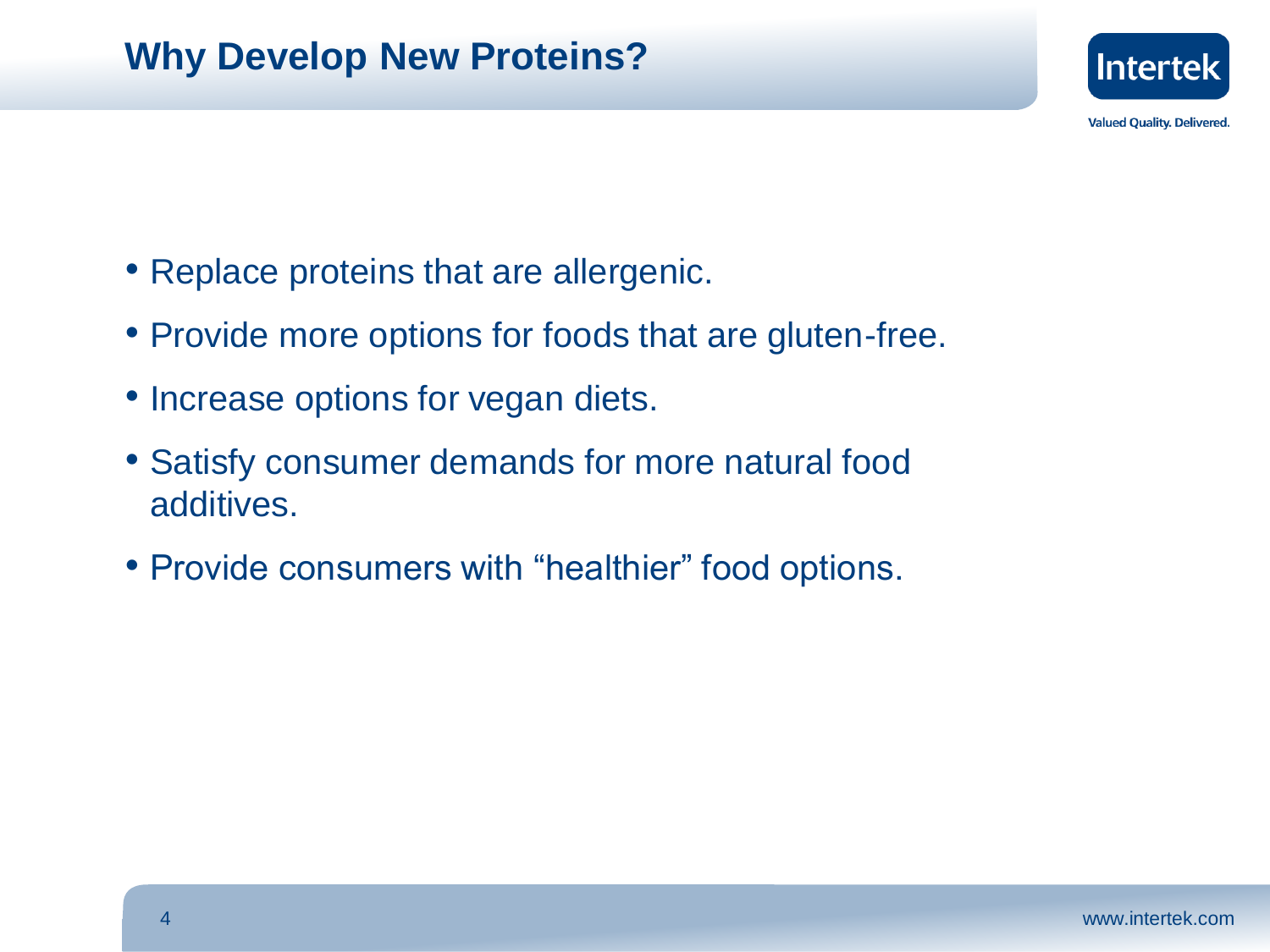## Why Develop New Proteins?

- Replace proteins that are allergenic.
- Provide more options for foods that are gluten-free.
- Increase options for vegan diets.
- Satisfy consumer demands for more natural food additives.
- Provide consumers with “healthier” food options.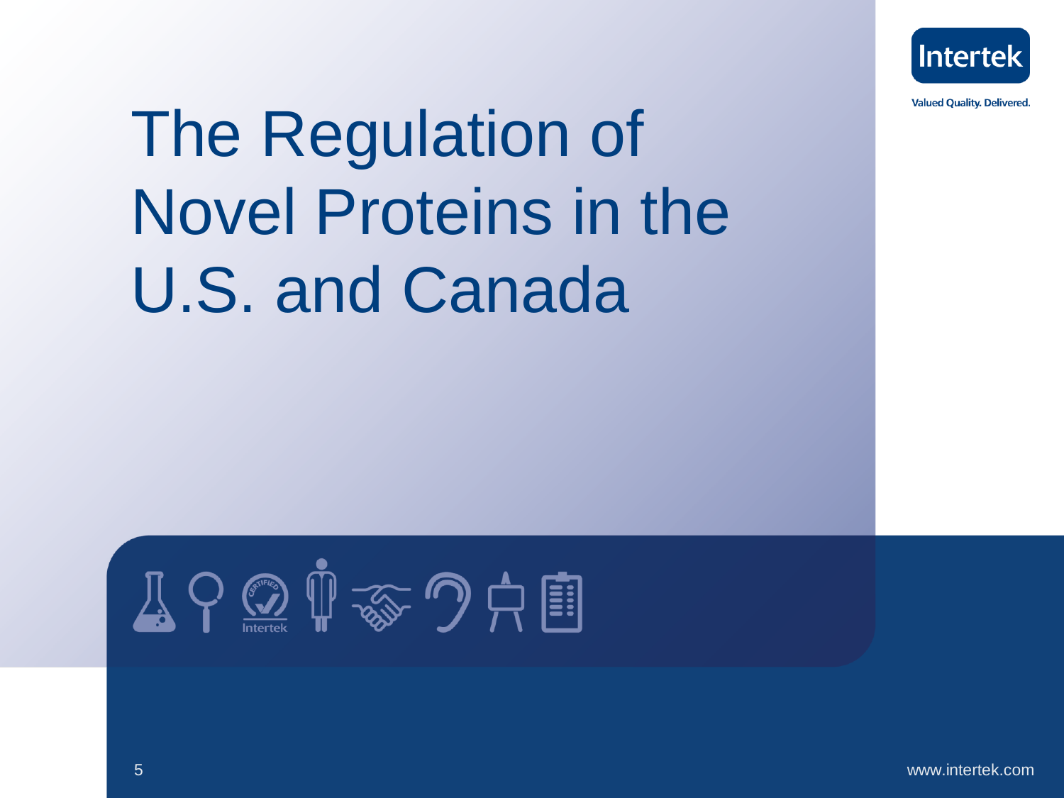# The Regulation of Novel Proteins in the U.S. and Canada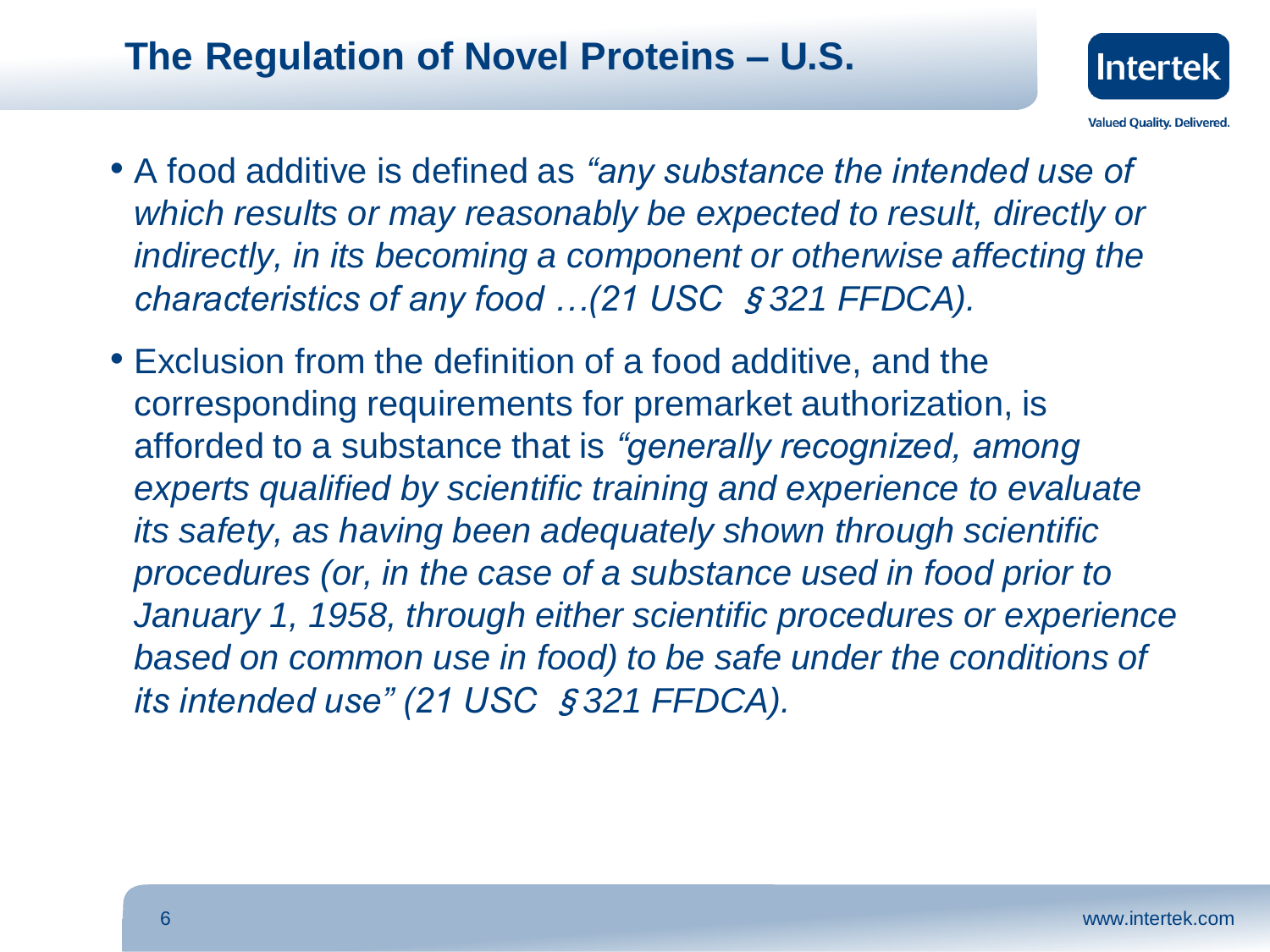# The Regulation of Novel Proteins – U.S.

- A food additive is defined as *"any substance the intended use of which results or may reasonably be expected to result, directly or indirectly, in its becoming a component or otherwise affecting the characteristics of any food …(21 USC §321 FFDCA).*
- Exclusion from the definition of a food additive, and the corresponding requirements for premarket authorization, is afforded to a substance that is *"generally recognized, among experts qualified by scientific training and experience to evaluate its safety, as having been adequately shown through scientific procedures (or, in the case of a substance used in food prior to January 1, 1958, through either scientific procedures or experience based on common use in food) to be safe under the conditions of its intended use" (21 USC §321 FFDCA).*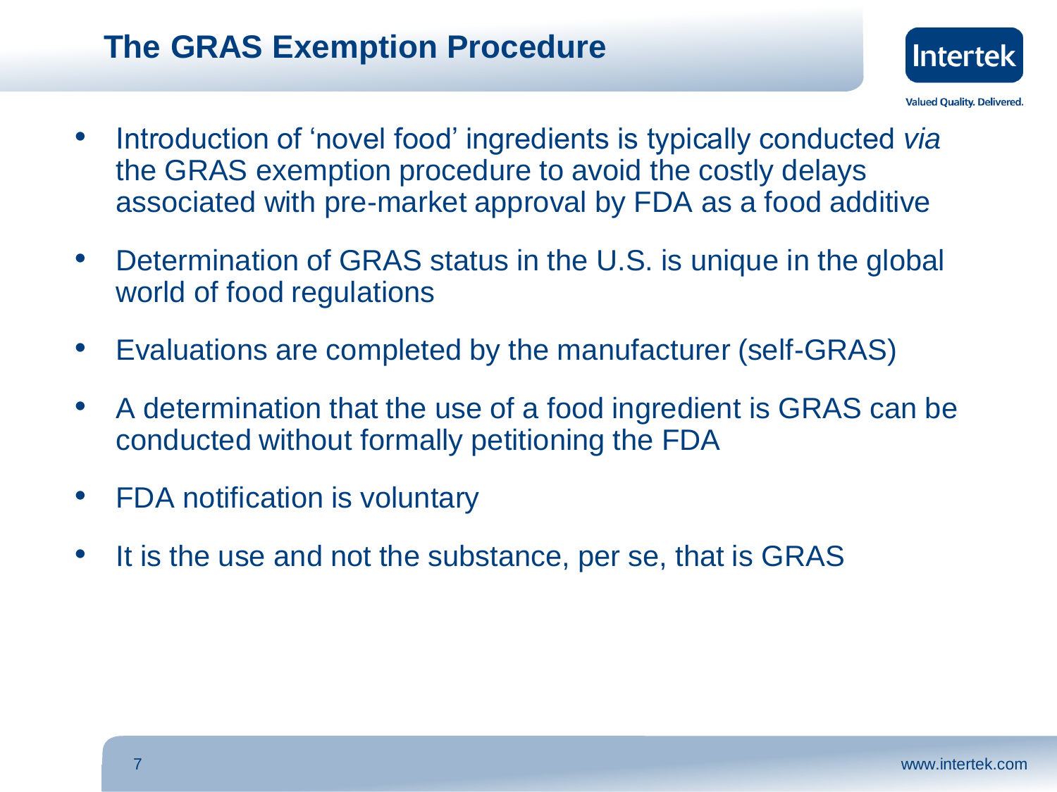# The GRAS Exemption Procedure

- Introduction of 'novel food' ingredients is typically conducted *via* the GRAS exemption procedure to avoid the costly delays associated with pre-market approval by FDA as a food additive
- Determination of GRAS status in the U.S. is unique in the global world of food regulations
- Evaluations are completed by the manufacturer (self-GRAS)
- A determination that the use of a food ingredient is GRAS can be conducted without formally petitioning the FDA
- FDA notification is voluntary
- It is the use and not the substance, per se, that is GRAS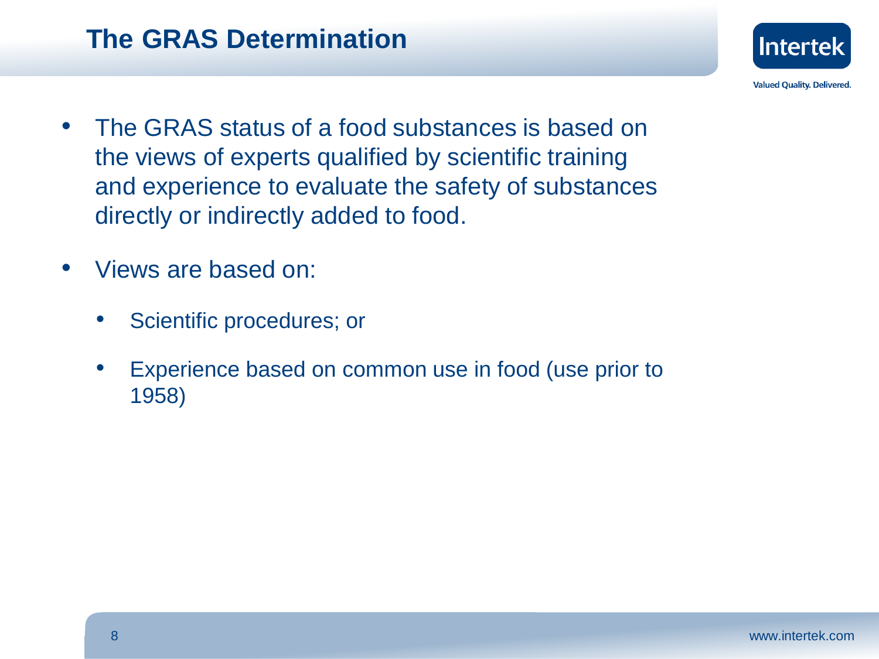# The GRAS Determination

- The GRAS status of a food substances is based on the views of experts qualified by scientific training and experience to evaluate the safety of substances directly or indirectly added to food.
- Views are based on:
  - Scientific procedures; or
  - Experience based on common use in food (use prior to 1958)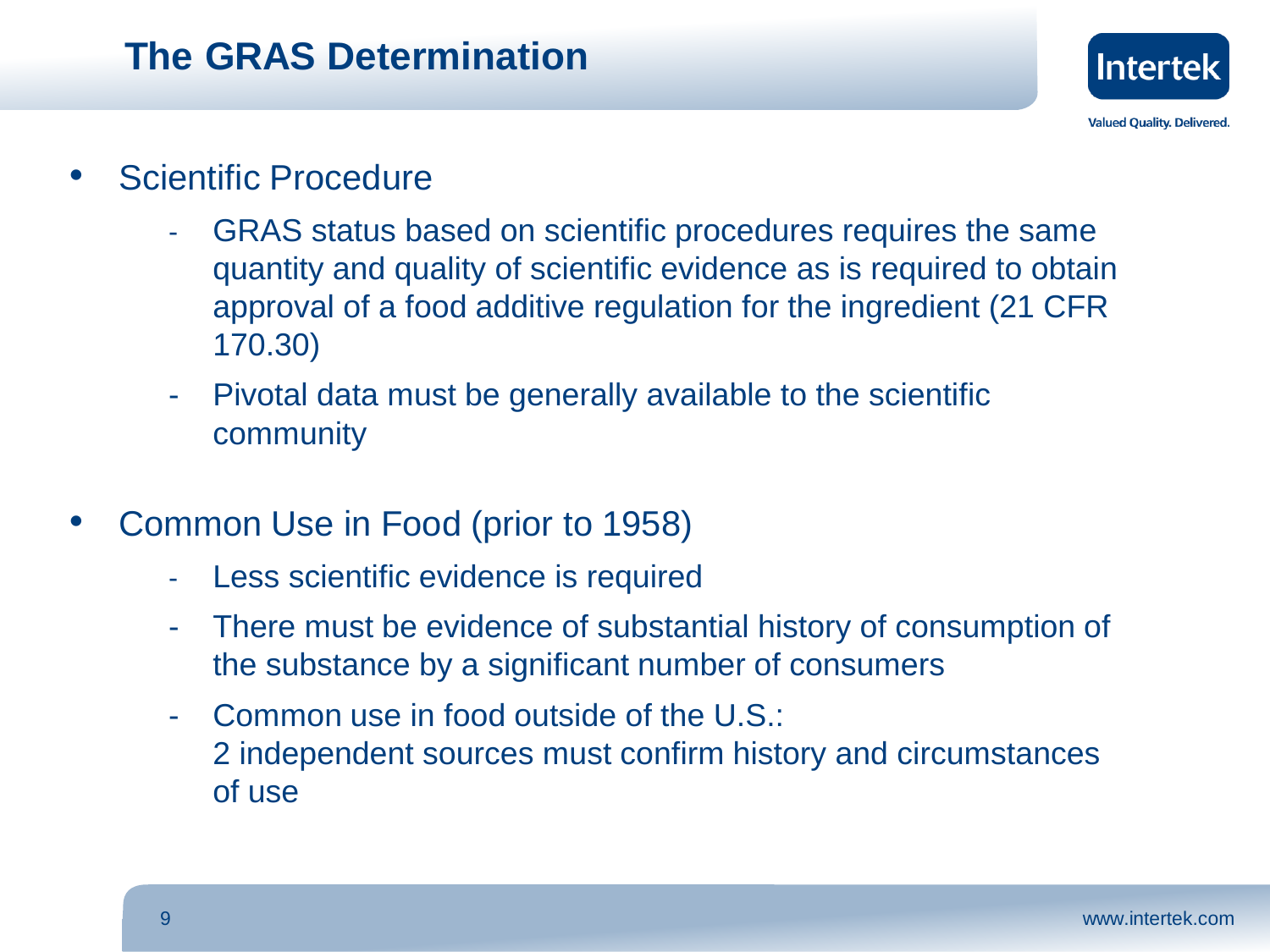# The GRAS Determination

- Scientific Procedure
  - GRAS status based on scientific procedures requires the same quantity and quality of scientific evidence as is required to obtain approval of a food additive regulation for the ingredient (21 CFR 170.30)
  - Pivotal data must be generally available to the scientific community
- Common Use in Food (prior to 1958)
  - Less scientific evidence is required
  - There must be evidence of substantial history of consumption of the substance by a significant number of consumers
  - Common use in food outside of the U.S.: 2 independent sources must confirm history and circumstances of use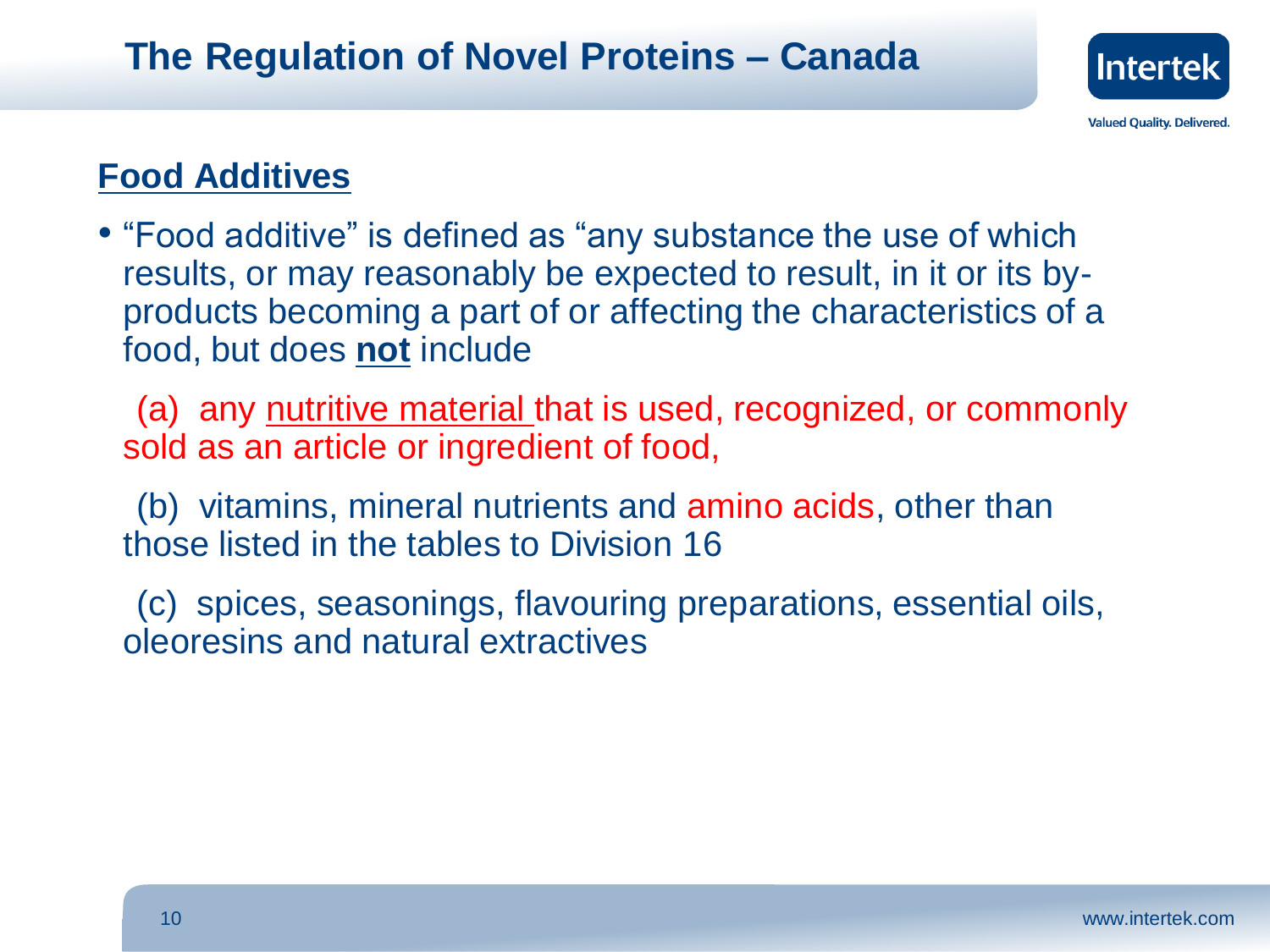# The Regulation of Novel Proteins – Canada

## Food Additives

- "Food additive" is defined as "any substance the use of which results, or may reasonably be expected to result, in it or its by-products becoming a part of or affecting the characteristics of a food, but does **not** include

  (a) any nutritive material that is used, recognized, or commonly sold as an article or ingredient of food,

  (b) vitamins, mineral nutrients and amino acids, other than those listed in the tables to Division 16

  (c) spices, seasonings, flavouring preparations, essential oils, oleoresins and natural extractives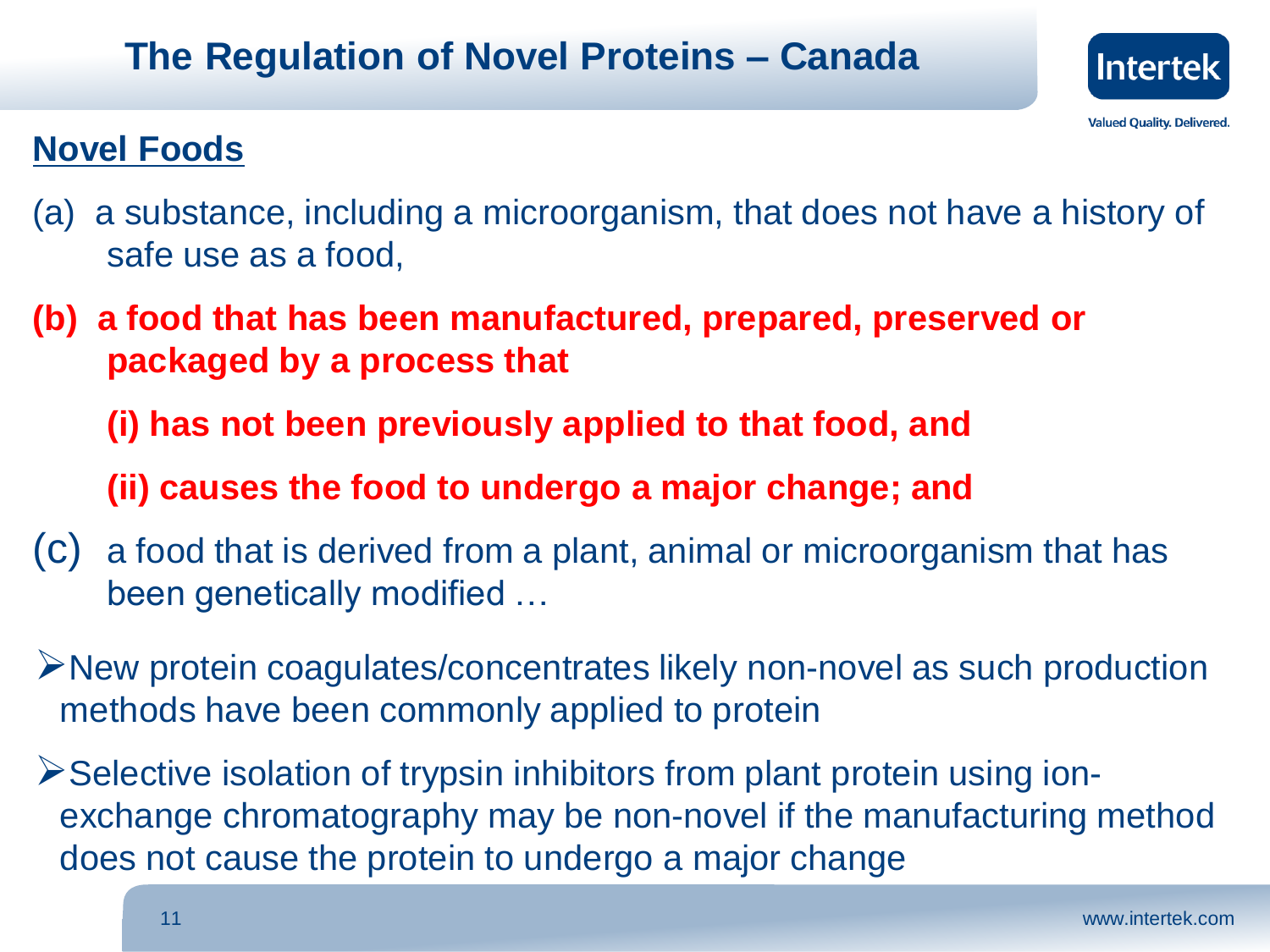# The Regulation of Novel Proteins – Canada

## Novel Foods

(a) a substance, including a microorganism, that does not have a history of safe use as a food,

**(b) a food that has been manufactured, prepared, preserved or packaged by a process that**

**(i) has not been previously applied to that food, and**

**(ii) causes the food to undergo a major change; and**

(c) a food that is derived from a plant, animal or microorganism that has been genetically modified …

- New protein coagulates/concentrates likely non-novel as such production methods have been commonly applied to protein
- Selective isolation of trypsin inhibitors from plant protein using ion-exchange chromatography may be non-novel if the manufacturing method does not cause the protein to undergo a major change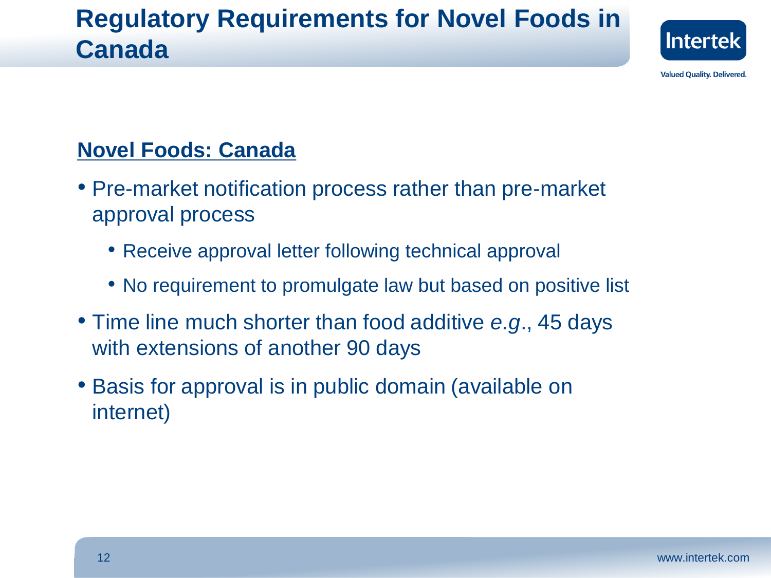# Regulatory Requirements for Novel Foods in Canada

## Novel Foods: Canada

- Pre-market notification process rather than pre-market approval process
  - Receive approval letter following technical approval
  - No requirement to promulgate law but based on positive list
- Time line much shorter than food additive *e.g*., 45 days with extensions of another 90 days
- Basis for approval is in public domain (available on internet)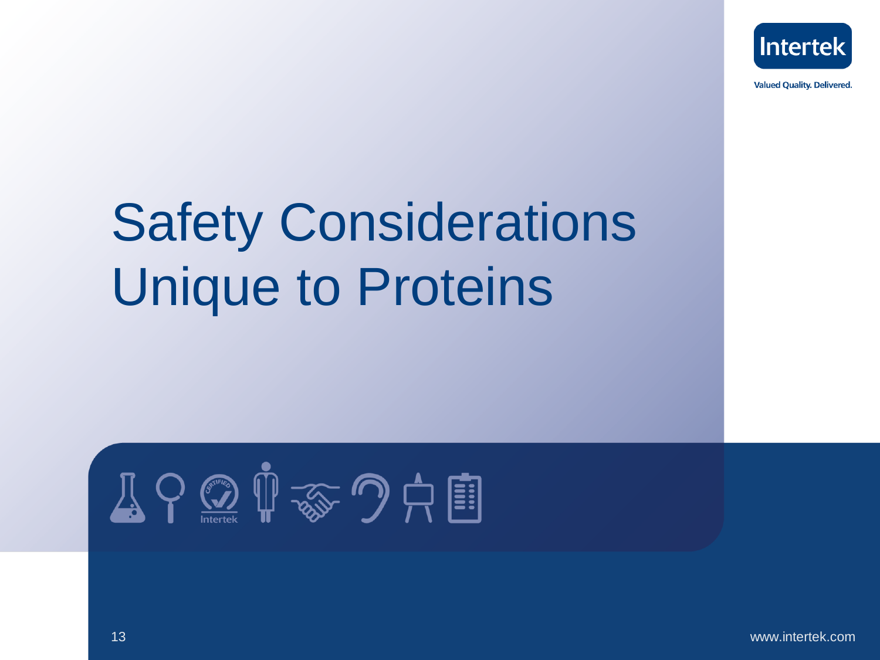# Safety Considerations Unique to Proteins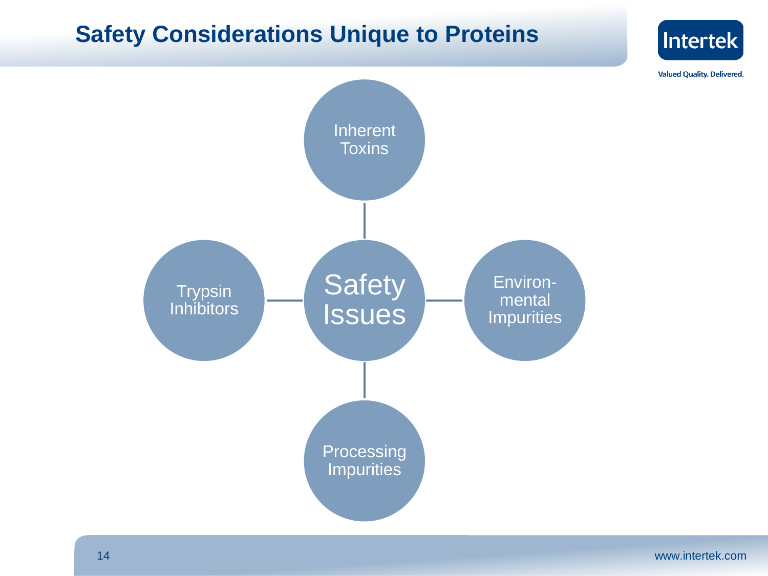# Safety Considerations Unique to Proteins

- Safety Issues
  - Inherent Toxins
  - Environmental Impurities
  - Processing Impurities
  - Trypsin Inhibitors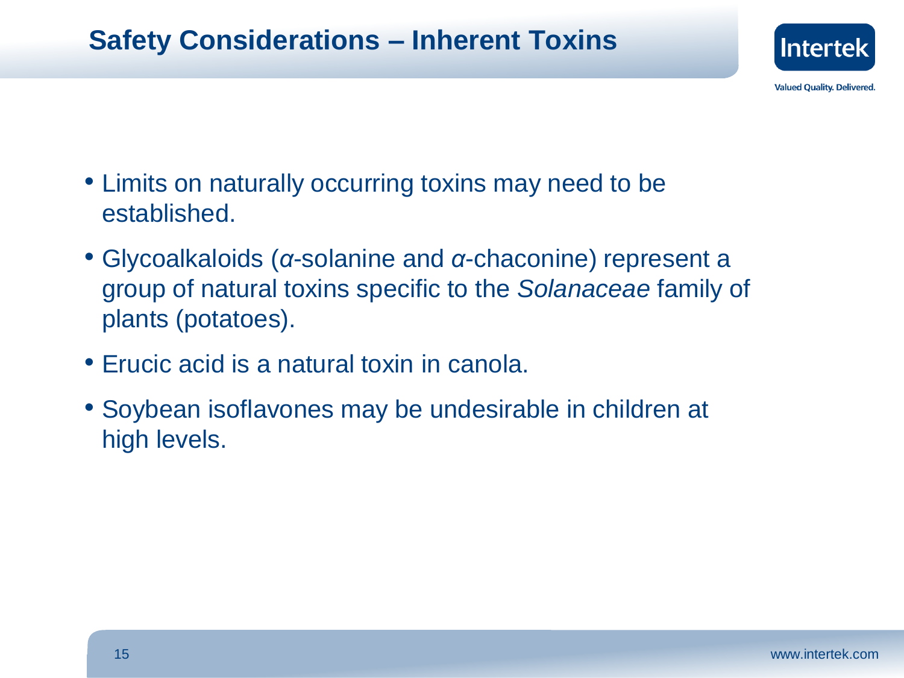# Safety Considerations – Inherent Toxins

- Limits on naturally occurring toxins may need to be established.
- Glycoalkaloids (*α*-solanine and *α*-chaconine) represent a group of natural toxins specific to the *Solanaceae* family of plants (potatoes).
- Erucic acid is a natural toxin in canola.
- Soybean isoflavones may be undesirable in children at high levels.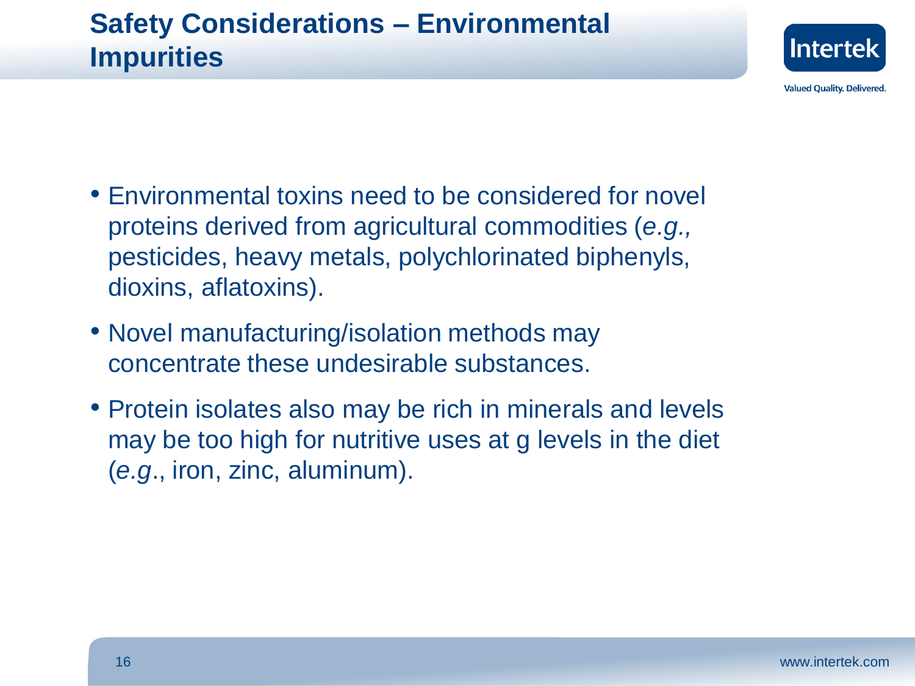# Safety Considerations – Environmental Impurities

- Environmental toxins need to be considered for novel proteins derived from agricultural commodities (*e.g.,* pesticides, heavy metals, polychlorinated biphenyls, dioxins, aflatoxins).
- Novel manufacturing/isolation methods may concentrate these undesirable substances.
- Protein isolates also may be rich in minerals and levels may be too high for nutritive uses at g levels in the diet (*e.g*., iron, zinc, aluminum).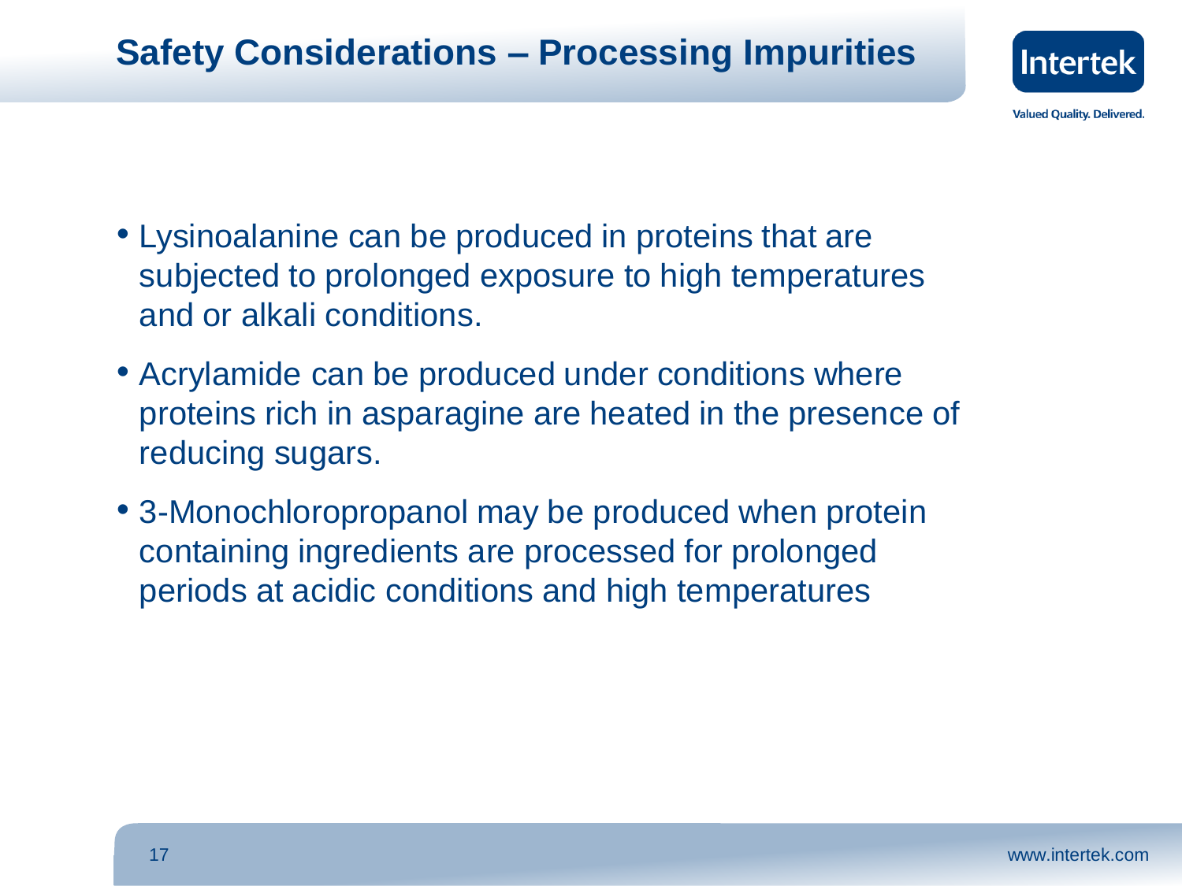# Safety Considerations – Processing Impurities

- Lysinoalanine can be produced in proteins that are subjected to prolonged exposure to high temperatures and or alkali conditions.
- Acrylamide can be produced under conditions where proteins rich in asparagine are heated in the presence of reducing sugars.
- 3-Monochloropropanol may be produced when protein containing ingredients are processed for prolonged periods at acidic conditions and high temperatures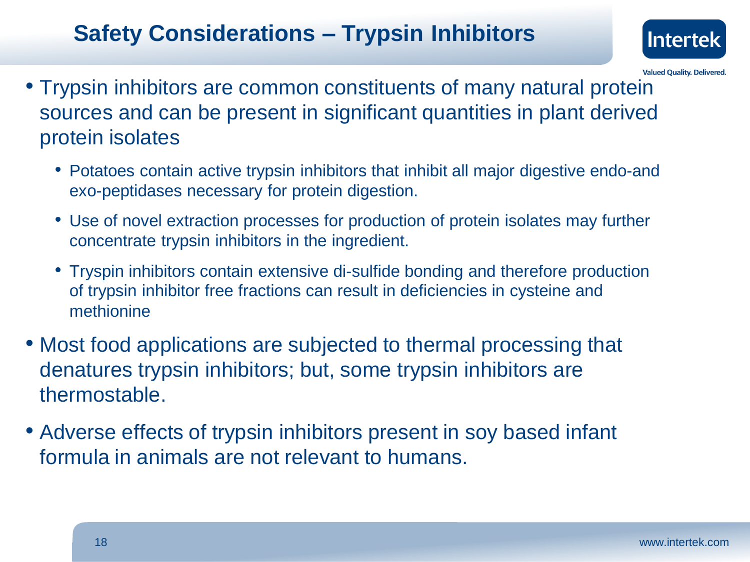# Safety Considerations – Trypsin Inhibitors

- Trypsin inhibitors are common constituents of many natural protein sources and can be present in significant quantities in plant derived protein isolates
  - Potatoes contain active trypsin inhibitors that inhibit all major digestive endo-and exo-peptidases necessary for protein digestion.
  - Use of novel extraction processes for production of protein isolates may further concentrate trypsin inhibitors in the ingredient.
  - Tryspin inhibitors contain extensive di-sulfide bonding and therefore production of trypsin inhibitor free fractions can result in deficiencies in cysteine and methionine
- Most food applications are subjected to thermal processing that denatures trypsin inhibitors; but, some trypsin inhibitors are thermostable.
- Adverse effects of trypsin inhibitors present in soy based infant formula in animals are not relevant to humans.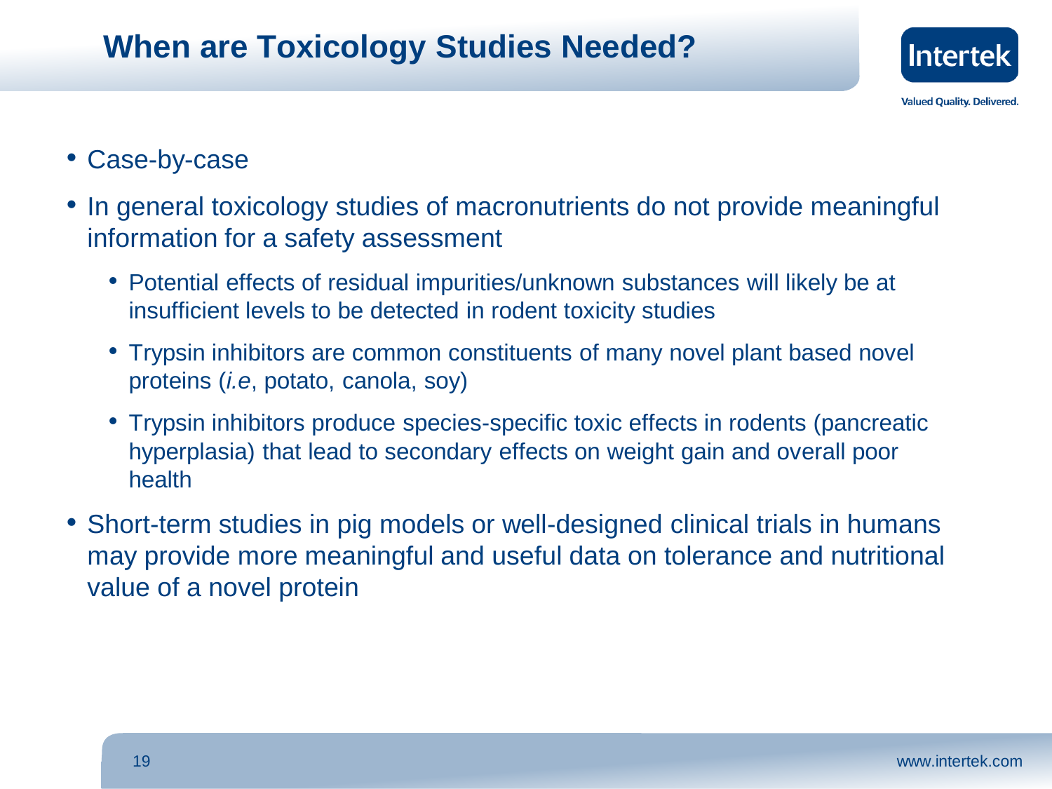# When are Toxicology Studies Needed?

- Case-by-case
- In general toxicology studies of macronutrients do not provide meaningful information for a safety assessment
  - Potential effects of residual impurities/unknown substances will likely be at insufficient levels to be detected in rodent toxicity studies
  - Trypsin inhibitors are common constituents of many novel plant based novel proteins (*i.e*, potato, canola, soy)
  - Trypsin inhibitors produce species-specific toxic effects in rodents (pancreatic hyperplasia) that lead to secondary effects on weight gain and overall poor health
- Short-term studies in pig models or well-designed clinical trials in humans may provide more meaningful and useful data on tolerance and nutritional value of a novel protein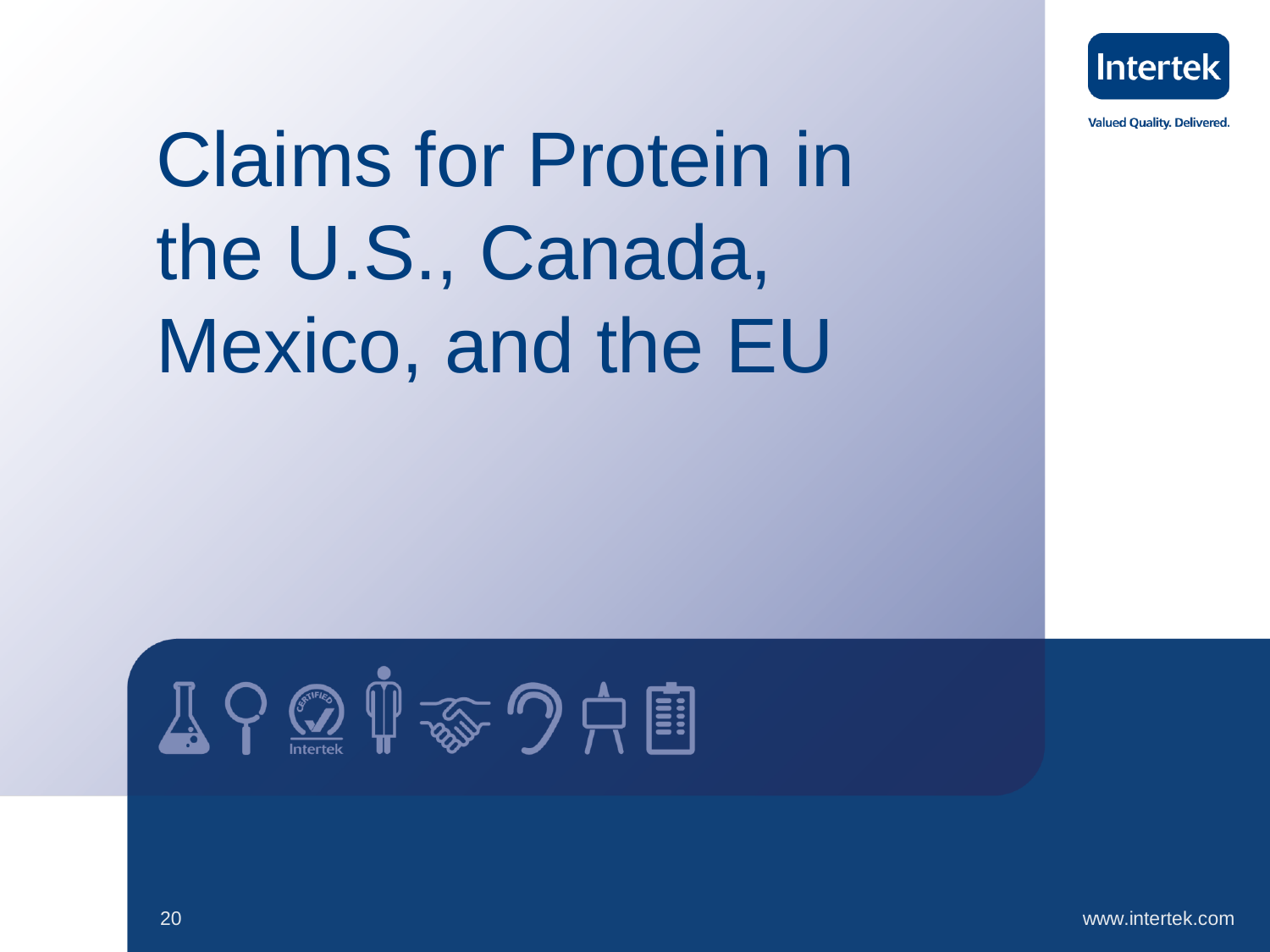# Claims for Protein in the U.S., Canada, Mexico, and the EU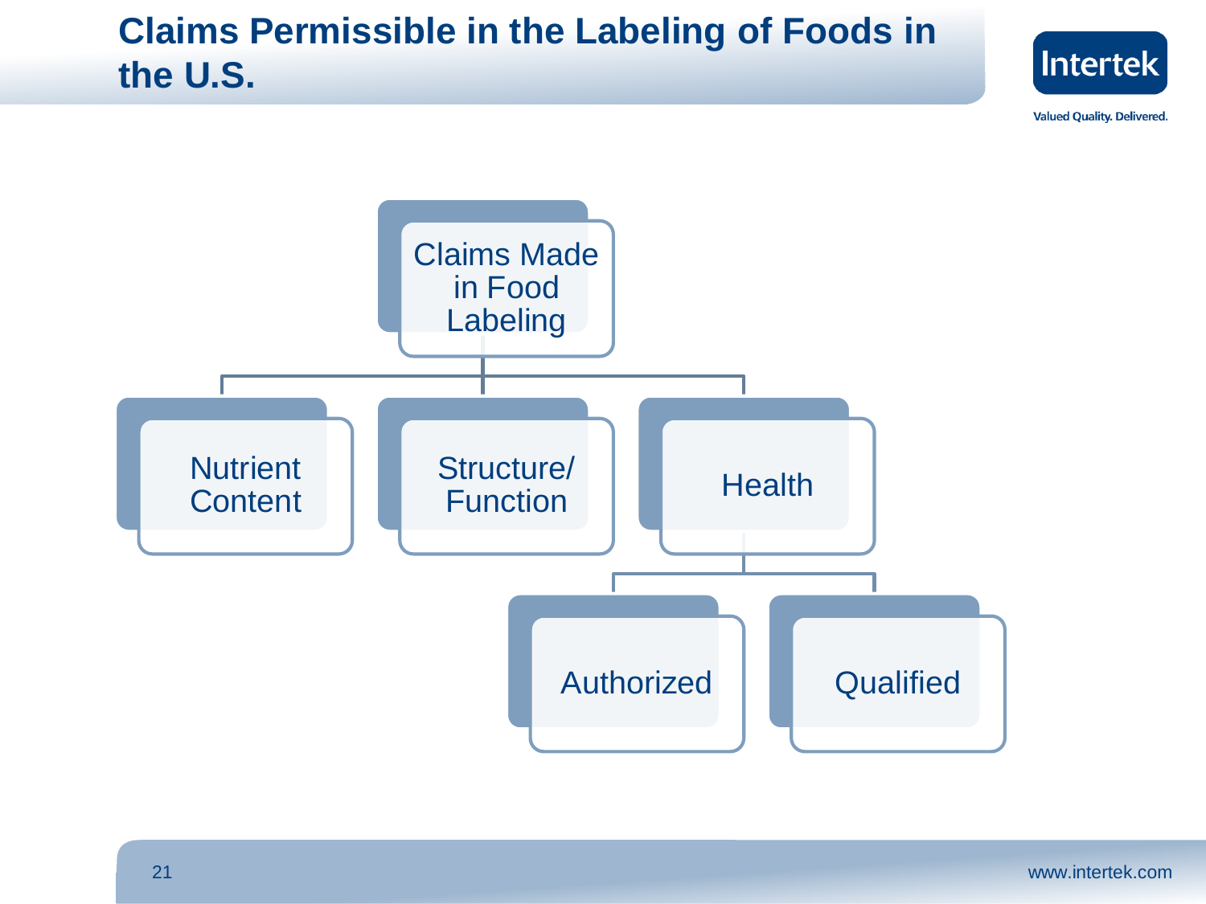# Claims Permissible in the Labeling of Foods in the U.S.

- Claims Made in Food Labeling
  - Nutrient Content
  - Structure/ Function
  - Health
    - Authorized
    - Qualified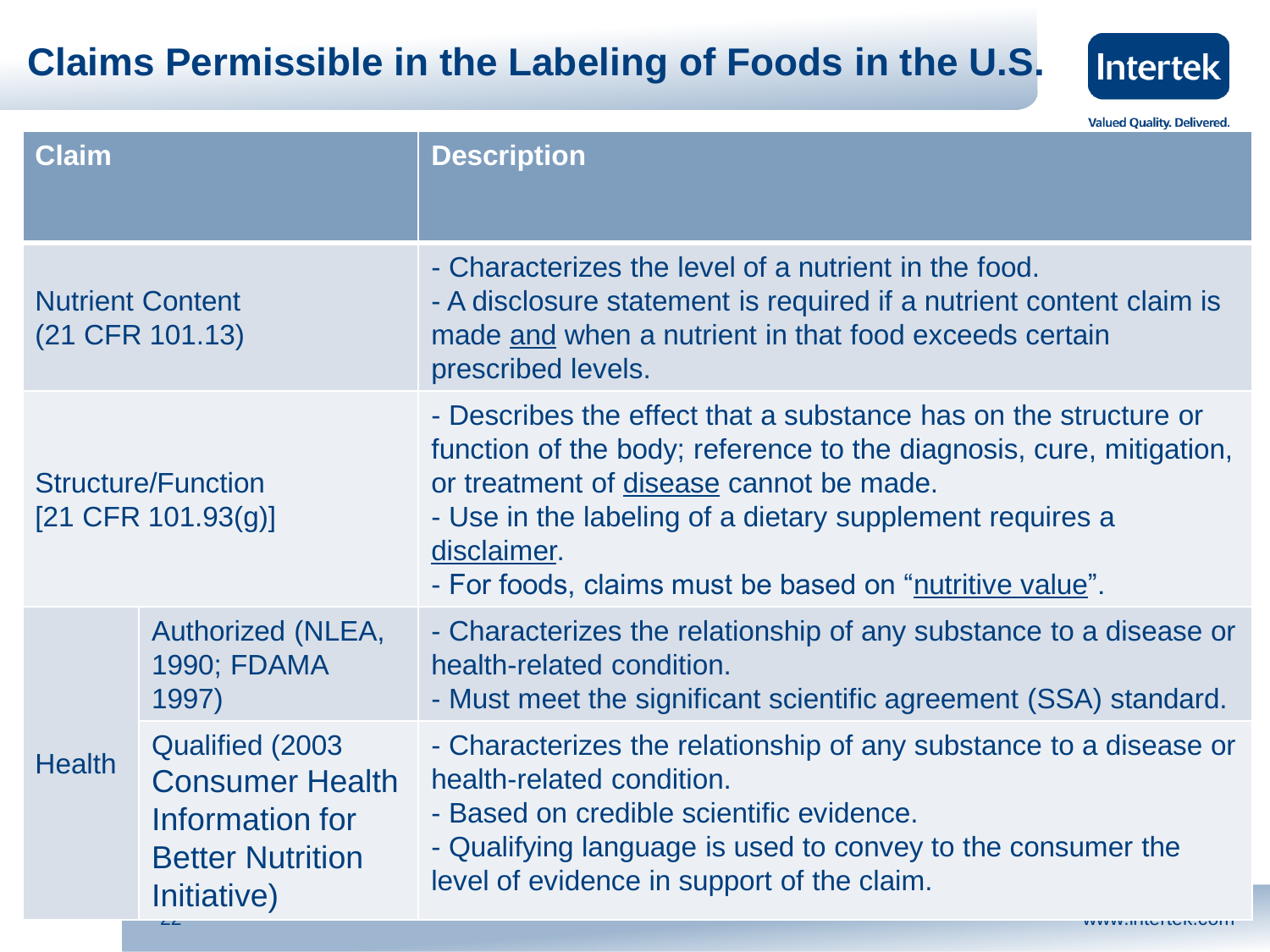# Claims Permissible in the Labeling of Foods in the U.S.

| Claim | | Description |
|---|---|---|
| Nutrient Content (21 CFR 101.13) | | - Characterizes the level of a nutrient in the food.<br>- A disclosure statement is required if a nutrient content claim is made and when a nutrient in that food exceeds certain prescribed levels. |
| Structure/Function [21 CFR 101.93(g)] | | - Describes the effect that a substance has on the structure or function of the body; reference to the diagnosis, cure, mitigation, or treatment of disease cannot be made.<br>- Use in the labeling of a dietary supplement requires a disclaimer.<br>- For foods, claims must be based on "nutritive value". |
| Health | Authorized (NLEA, 1990; FDAMA 1997) | - Characterizes the relationship of any substance to a disease or health-related condition.<br>- Must meet the significant scientific agreement (SSA) standard. |
| | Qualified (2003 Consumer Health Information for Better Nutrition Initiative) | - Characterizes the relationship of any substance to a disease or health-related condition.<br>- Based on credible scientific evidence.<br>- Qualifying language is used to convey to the consumer the level of evidence in support of the claim. |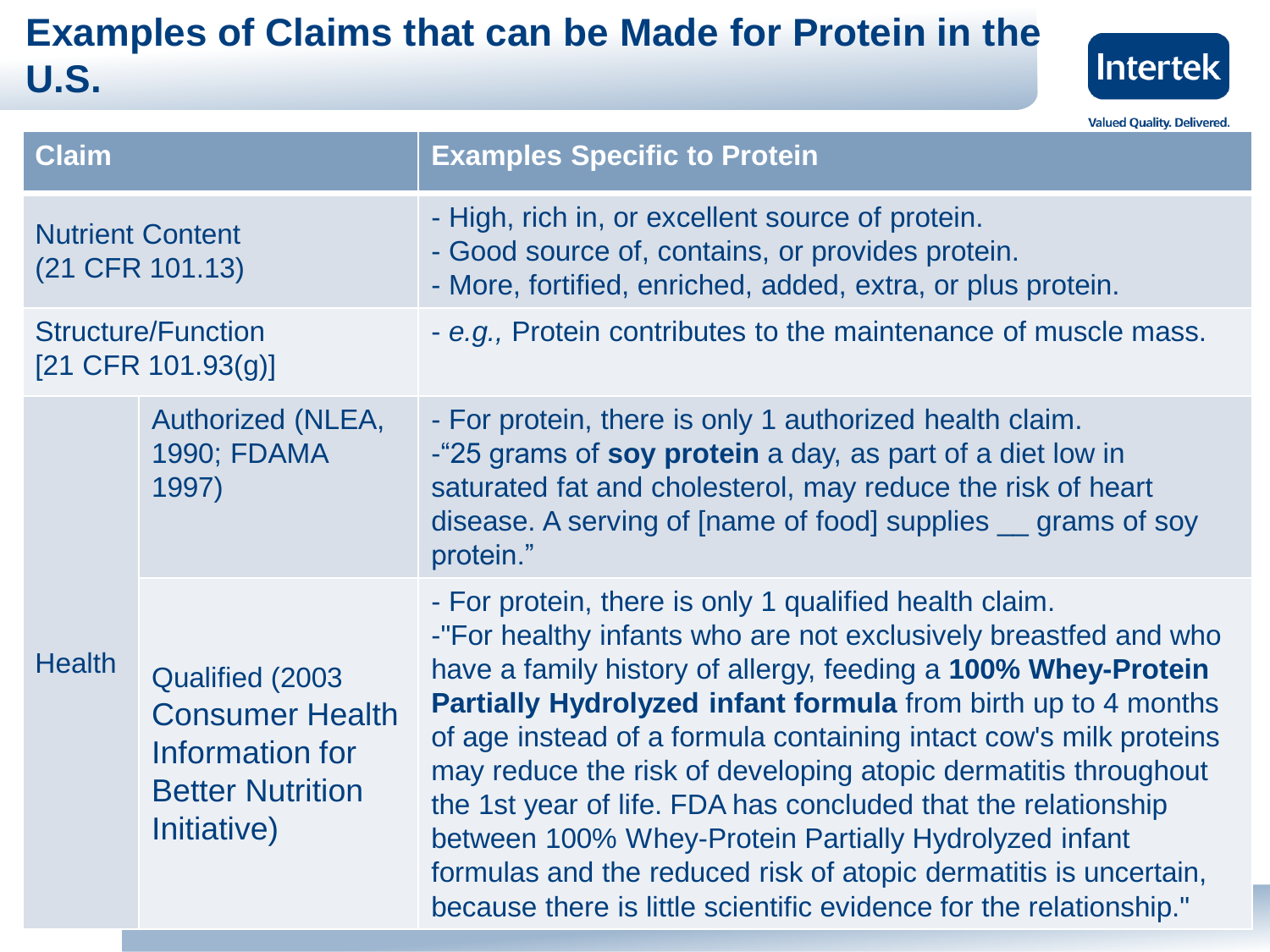# Examples of Claims that can be Made for Protein in the U.S.

| Claim | | Examples Specific to Protein |
|---|---|---|
| Nutrient Content (21 CFR 101.13) | | - High, rich in, or excellent source of protein.<br>- Good source of, contains, or provides protein.<br>- More, fortified, enriched, added, extra, or plus protein. |
| Structure/Function [21 CFR 101.93(g)] | | - *e.g.,* Protein contributes to the maintenance of muscle mass. |
| Health | Authorized (NLEA, 1990; FDAMA 1997) | - For protein, there is only 1 authorized health claim.<br>-"25 grams of **soy protein** a day, as part of a diet low in saturated fat and cholesterol, may reduce the risk of heart disease. A serving of [name of food] supplies __ grams of soy protein." |
| | Qualified (2003 Consumer Health Information for Better Nutrition Initiative) | - For protein, there is only 1 qualified health claim.<br>-"For healthy infants who are not exclusively breastfed and who have a family history of allergy, feeding a **100% Whey-Protein Partially Hydrolyzed infant formula** from birth up to 4 months of age instead of a formula containing intact cow's milk proteins may reduce the risk of developing atopic dermatitis throughout the 1st year of life. FDA has concluded that the relationship between 100% Whey-Protein Partially Hydrolyzed infant formulas and the reduced risk of atopic dermatitis is uncertain, because there is little scientific evidence for the relationship." |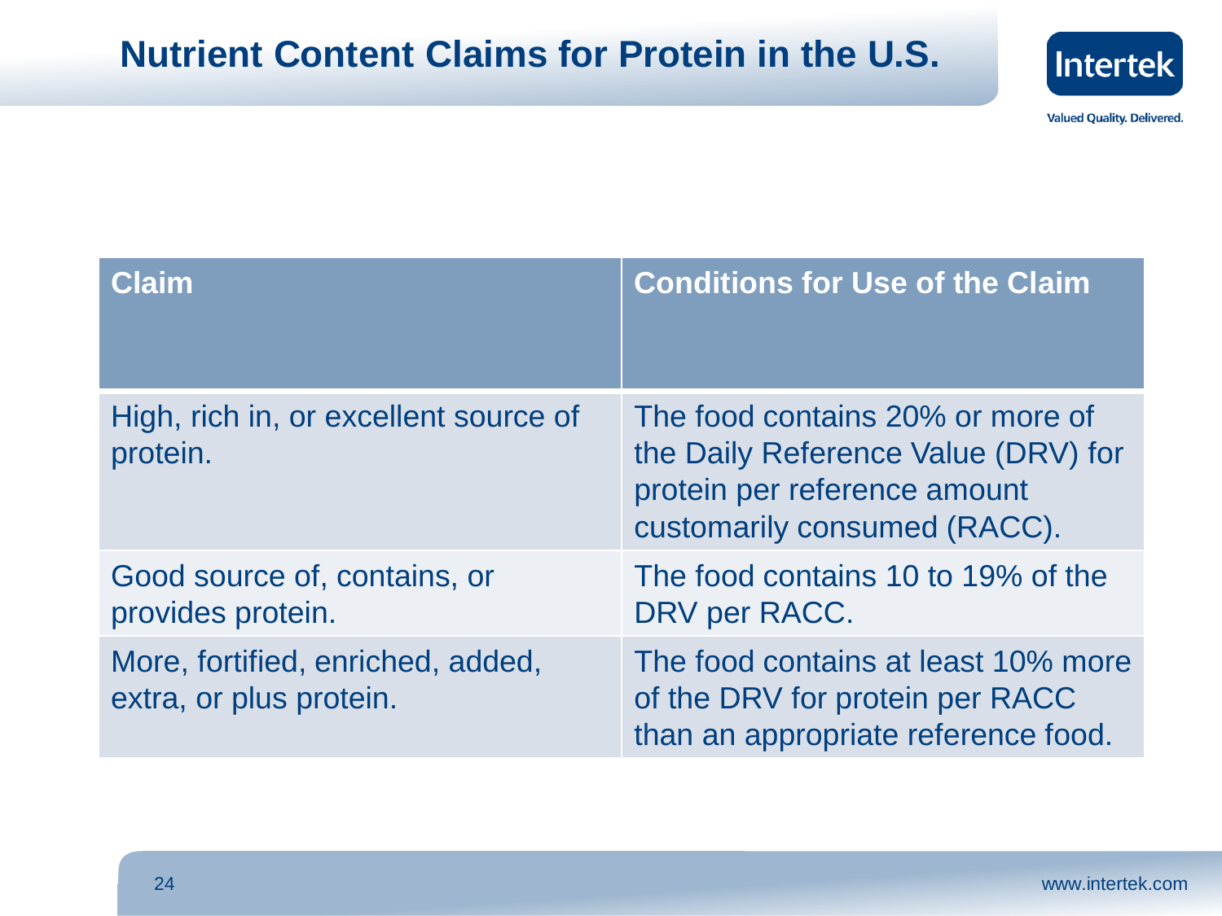# Nutrient Content Claims for Protein in the U.S.

| Claim | Conditions for Use of the Claim |
| --- | --- |
| High, rich in, or excellent source of protein. | The food contains 20% or more of the Daily Reference Value (DRV) for protein per reference amount customarily consumed (RACC). |
| Good source of, contains, or provides protein. | The food contains 10 to 19% of the DRV per RACC. |
| More, fortified, enriched, added, extra, or plus protein. | The food contains at least 10% more of the DRV for protein per RACC than an appropriate reference food. |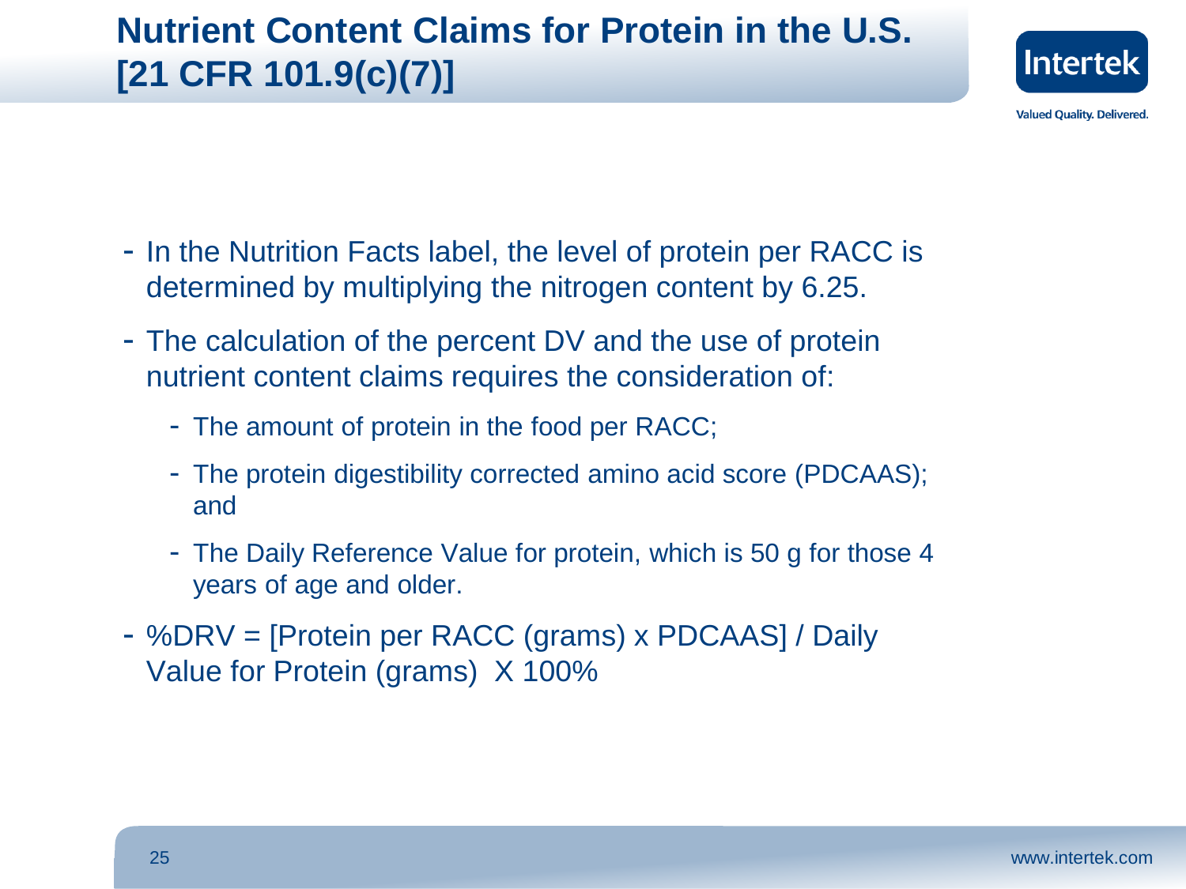# Nutrient Content Claims for Protein in the U.S. [21 CFR 101.9(c)(7)]

- In the Nutrition Facts label, the level of protein per RACC is determined by multiplying the nitrogen content by 6.25.
- The calculation of the percent DV and the use of protein nutrient content claims requires the consideration of:
  - The amount of protein in the food per RACC;
  - The protein digestibility corrected amino acid score (PDCAAS); and
  - The Daily Reference Value for protein, which is 50 g for those 4 years of age and older.
- %DRV = [Protein per RACC (grams) x PDCAAS] / Daily Value for Protein (grams) X 100%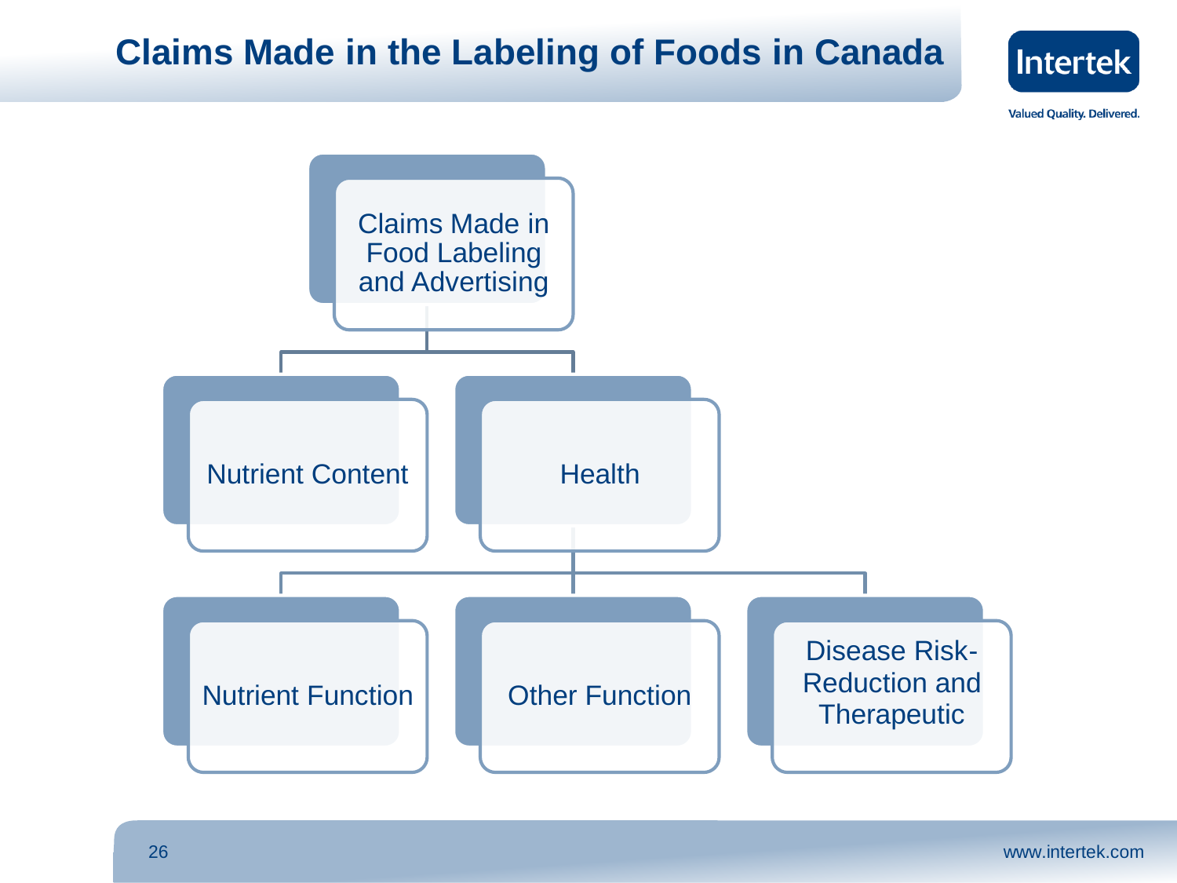# Claims Made in the Labeling of Foods in Canada

- Claims Made in Food Labeling and Advertising
  - Nutrient Content
  - Health
    - Nutrient Function
    - Other Function
    - Disease Risk-Reduction and Therapeutic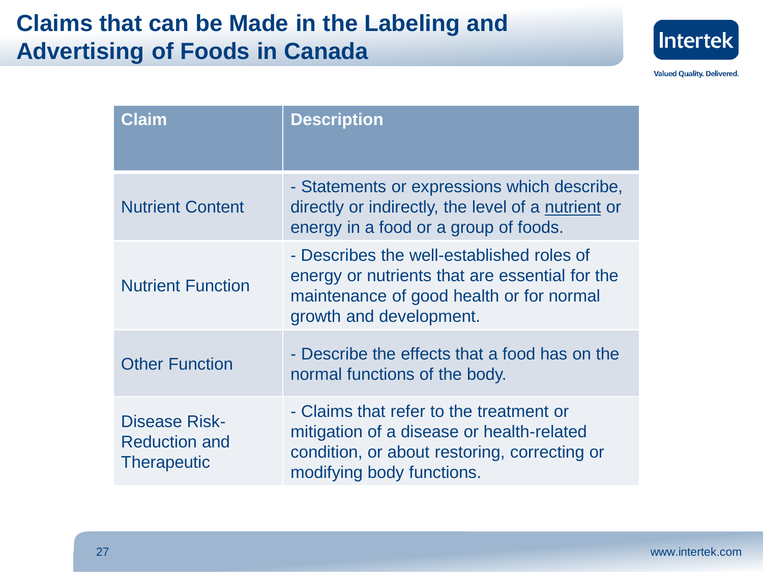# Claims that can be Made in the Labeling and Advertising of Foods in Canada

| Claim | Description |
|---|---|
| Nutrient Content | - Statements or expressions which describe, directly or indirectly, the level of a nutrient or energy in a food or a group of foods. |
| Nutrient Function | - Describes the well-established roles of energy or nutrients that are essential for the maintenance of good health or for normal growth and development. |
| Other Function | - Describe the effects that a food has on the normal functions of the body. |
| Disease Risk-Reduction and Therapeutic | - Claims that refer to the treatment or mitigation of a disease or health-related condition, or about restoring, correcting or modifying body functions. |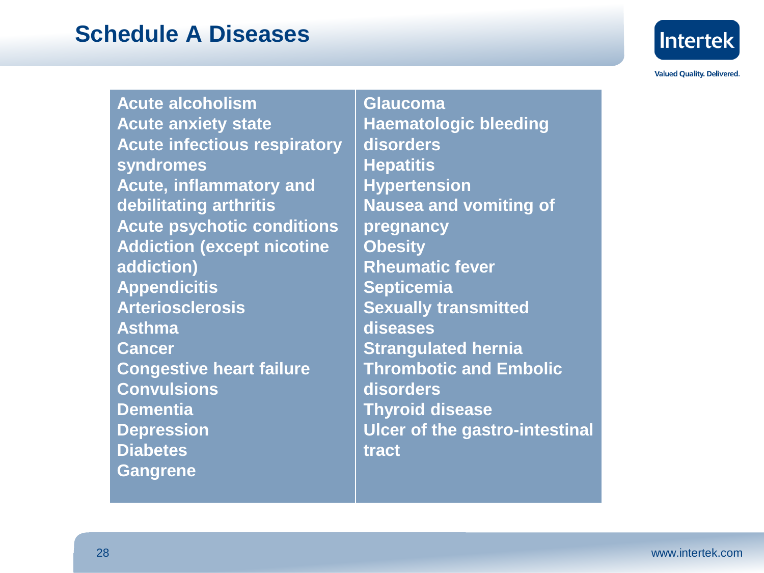## Schedule A Diseases

- Acute alcoholism
- Acute anxiety state
- Acute infectious respiratory syndromes
- Acute, inflammatory and debilitating arthritis
- Acute psychotic conditions
- Addiction (except nicotine addiction)
- Appendicitis
- Arteriosclerosis
- Asthma
- Cancer
- Congestive heart failure
- Convulsions
- Dementia
- Depression
- Diabetes
- Gangrene
- Glaucoma
- Haematologic bleeding disorders
- Hepatitis
- Hypertension
- Nausea and vomiting of pregnancy
- Obesity
- Rheumatic fever
- Septicemia
- Sexually transmitted diseases
- Strangulated hernia
- Thrombotic and Embolic disorders
- Thyroid disease
- Ulcer of the gastro-intestinal tract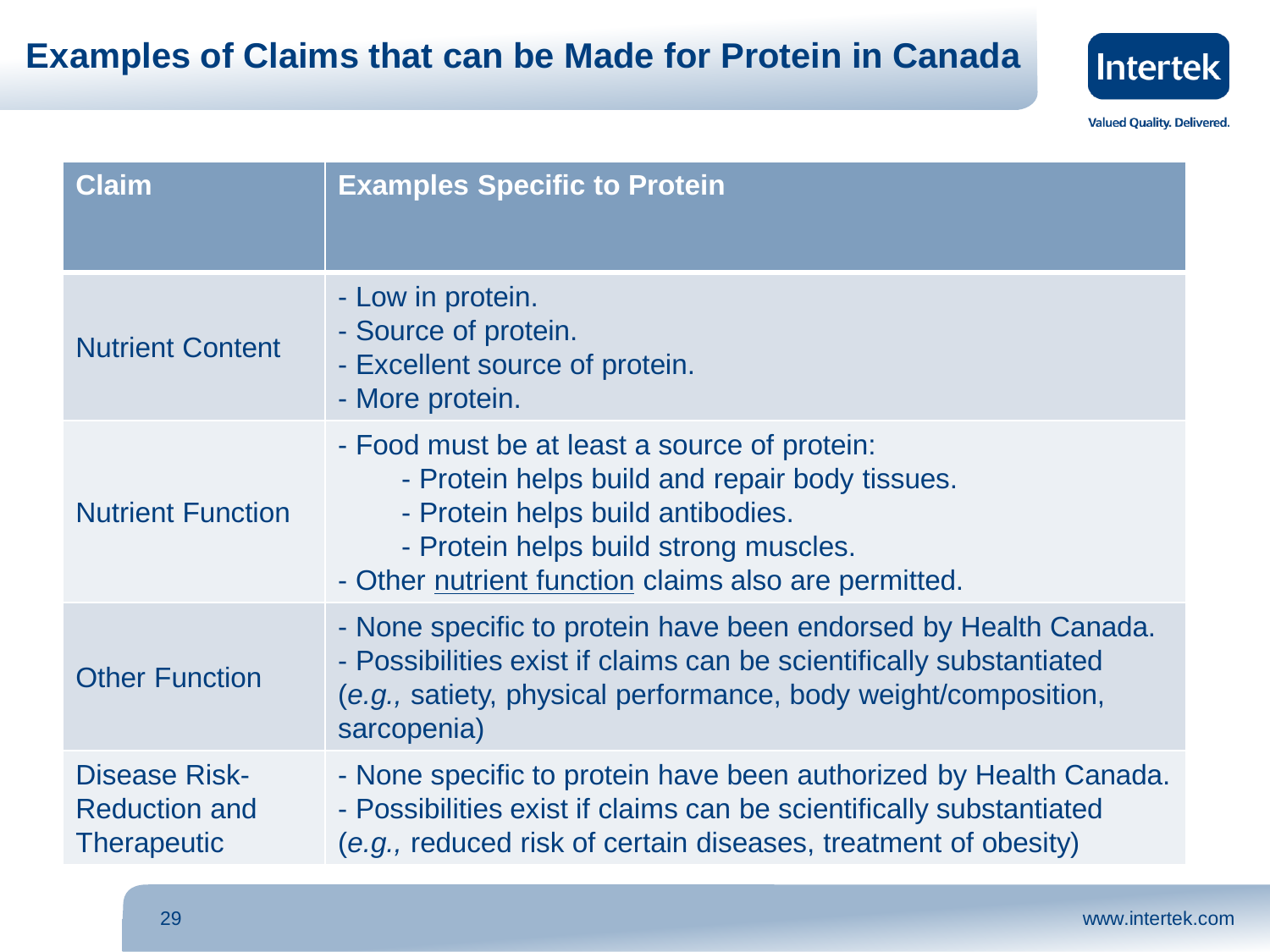# Examples of Claims that can be Made for Protein in Canada

| Claim | Examples Specific to Protein |
| --- | --- |
| Nutrient Content | - Low in protein.<br>- Source of protein.<br>- Excellent source of protein.<br>- More protein. |
| Nutrient Function | - Food must be at least a source of protein:<br>    - Protein helps build and repair body tissues.<br>    - Protein helps build antibodies.<br>    - Protein helps build strong muscles.<br>- Other nutrient function claims also are permitted. |
| Other Function | - None specific to protein have been endorsed by Health Canada.<br>- Possibilities exist if claims can be scientifically substantiated (*e.g.,* satiety, physical performance, body weight/composition, sarcopenia) |
| Disease Risk-Reduction and Therapeutic | - None specific to protein have been authorized by Health Canada.<br>- Possibilities exist if claims can be scientifically substantiated (*e.g.,* reduced risk of certain diseases, treatment of obesity) |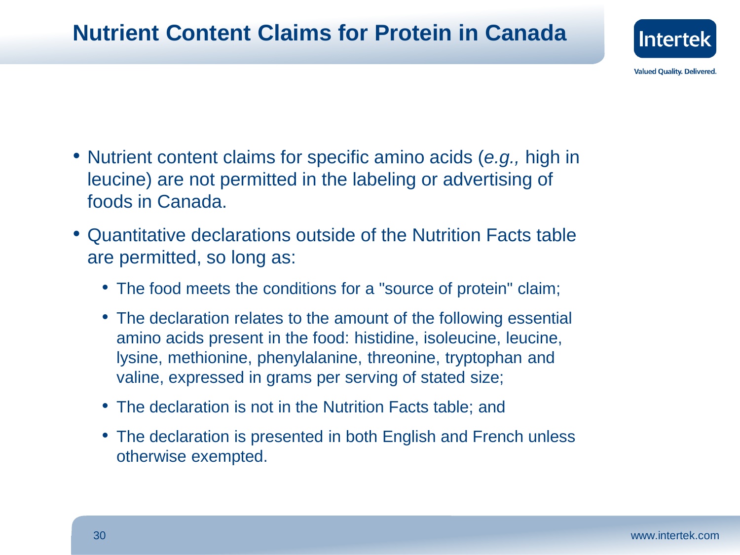# Nutrient Content Claims for Protein in Canada

- Nutrient content claims for specific amino acids (*e.g.,* high in leucine) are not permitted in the labeling or advertising of foods in Canada.
- Quantitative declarations outside of the Nutrition Facts table are permitted, so long as:
  - The food meets the conditions for a "source of protein" claim;
  - The declaration relates to the amount of the following essential amino acids present in the food: histidine, isoleucine, leucine, lysine, methionine, phenylalanine, threonine, tryptophan and valine, expressed in grams per serving of stated size;
  - The declaration is not in the Nutrition Facts table; and
  - The declaration is presented in both English and French unless otherwise exempted.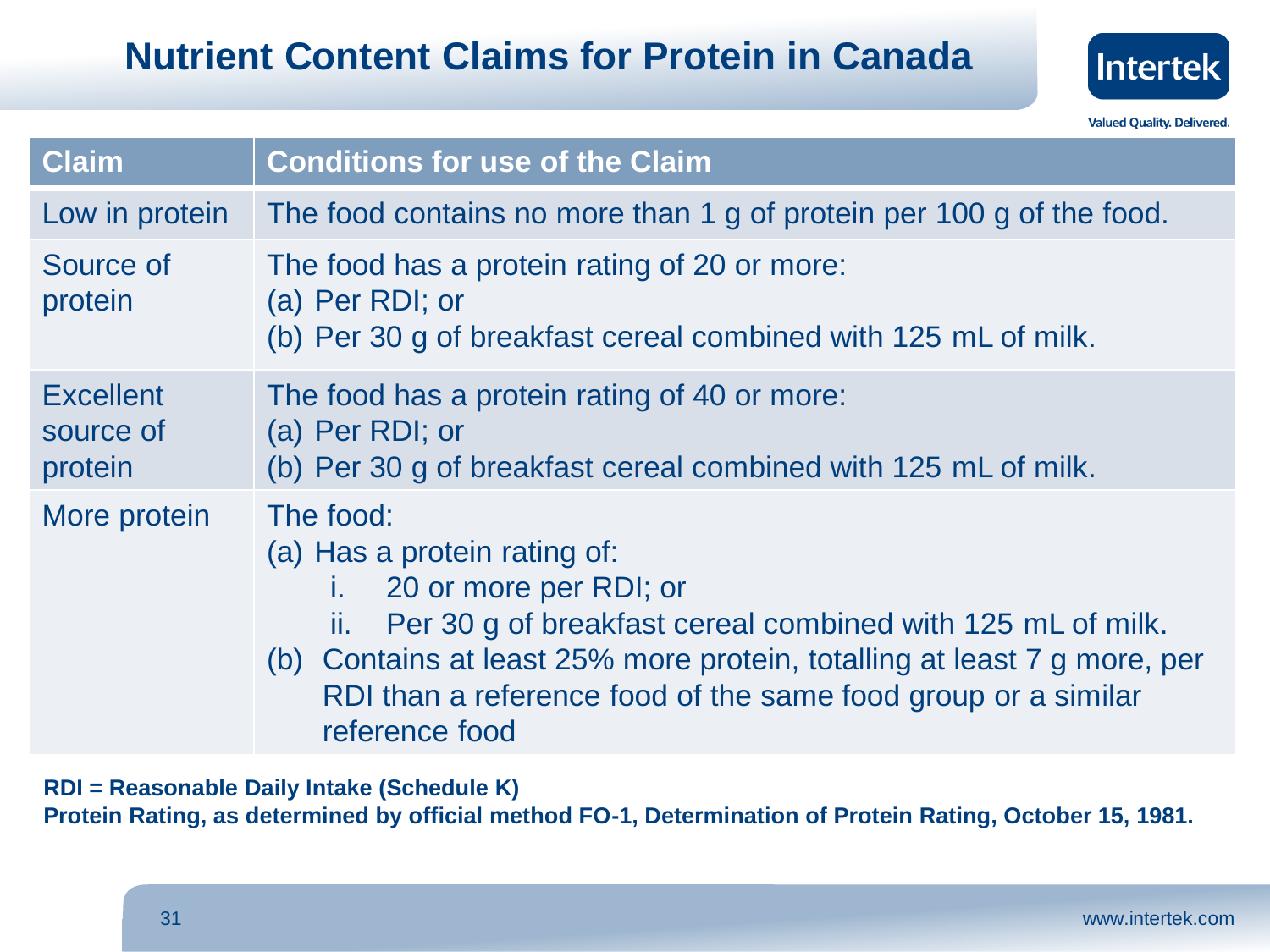# Nutrient Content Claims for Protein in Canada

| Claim | Conditions for use of the Claim |
|---|---|
| Low in protein | The food contains no more than 1 g of protein per 100 g of the food. |
| Source of protein | The food has a protein rating of 20 or more:<br>(a) Per RDI; or<br>(b) Per 30 g of breakfast cereal combined with 125 mL of milk. |
| Excellent source of protein | The food has a protein rating of 40 or more:<br>(a) Per RDI; or<br>(b) Per 30 g of breakfast cereal combined with 125 mL of milk. |
| More protein | The food:<br>(a) Has a protein rating of:<br>i. 20 or more per RDI; or<br>ii. Per 30 g of breakfast cereal combined with 125 mL of milk.<br>(b) Contains at least 25% more protein, totalling at least 7 g more, per RDI than a reference food of the same food group or a similar reference food |

**RDI = Reasonable Daily Intake (Schedule K)**
**Protein Rating, as determined by official method FO-1, Determination of Protein Rating, October 15, 1981.**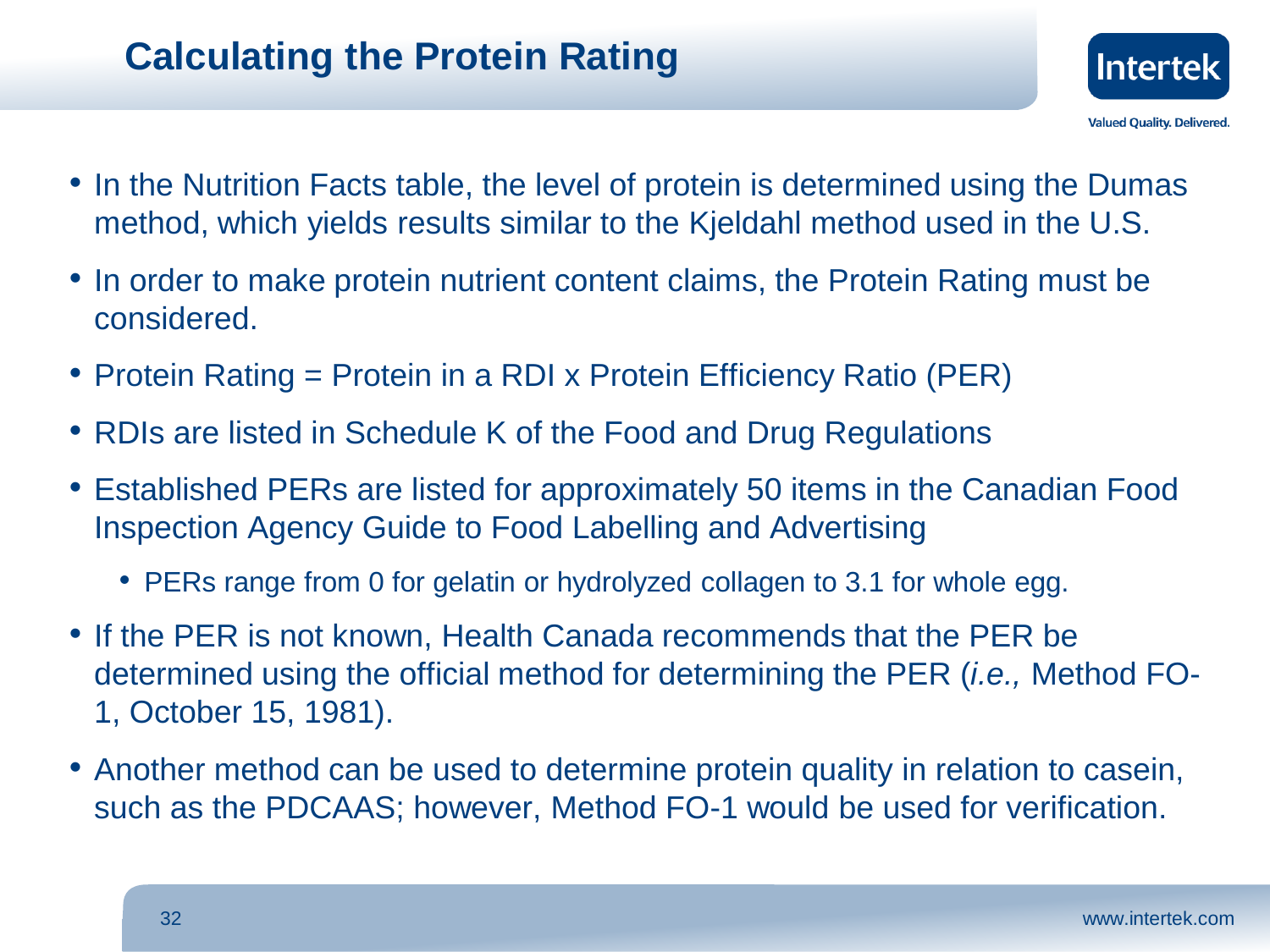# Calculating the Protein Rating

- In the Nutrition Facts table, the level of protein is determined using the Dumas method, which yields results similar to the Kjeldahl method used in the U.S.
- In order to make protein nutrient content claims, the Protein Rating must be considered.
- Protein Rating = Protein in a RDI x Protein Efficiency Ratio (PER)
- RDIs are listed in Schedule K of the Food and Drug Regulations
- Established PERs are listed for approximately 50 items in the Canadian Food Inspection Agency Guide to Food Labelling and Advertising
  - PERs range from 0 for gelatin or hydrolyzed collagen to 3.1 for whole egg.
- If the PER is not known, Health Canada recommends that the PER be determined using the official method for determining the PER (*i.e.,* Method FO-1, October 15, 1981).
- Another method can be used to determine protein quality in relation to casein, such as the PDCAAS; however, Method FO-1 would be used for verification.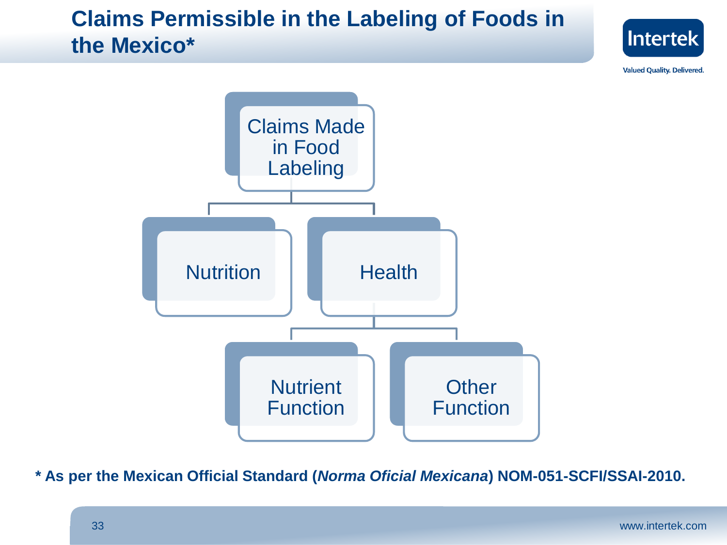# Claims Permissible in the Labeling of Foods in the Mexico*

- Claims Made in Food Labeling
  - Nutrition
  - Health
    - Nutrient Function
    - Other Function

**\* As per the Mexican Official Standard (*Norma Oficial Mexicana*) NOM-051-SCFI/SSAI-2010.**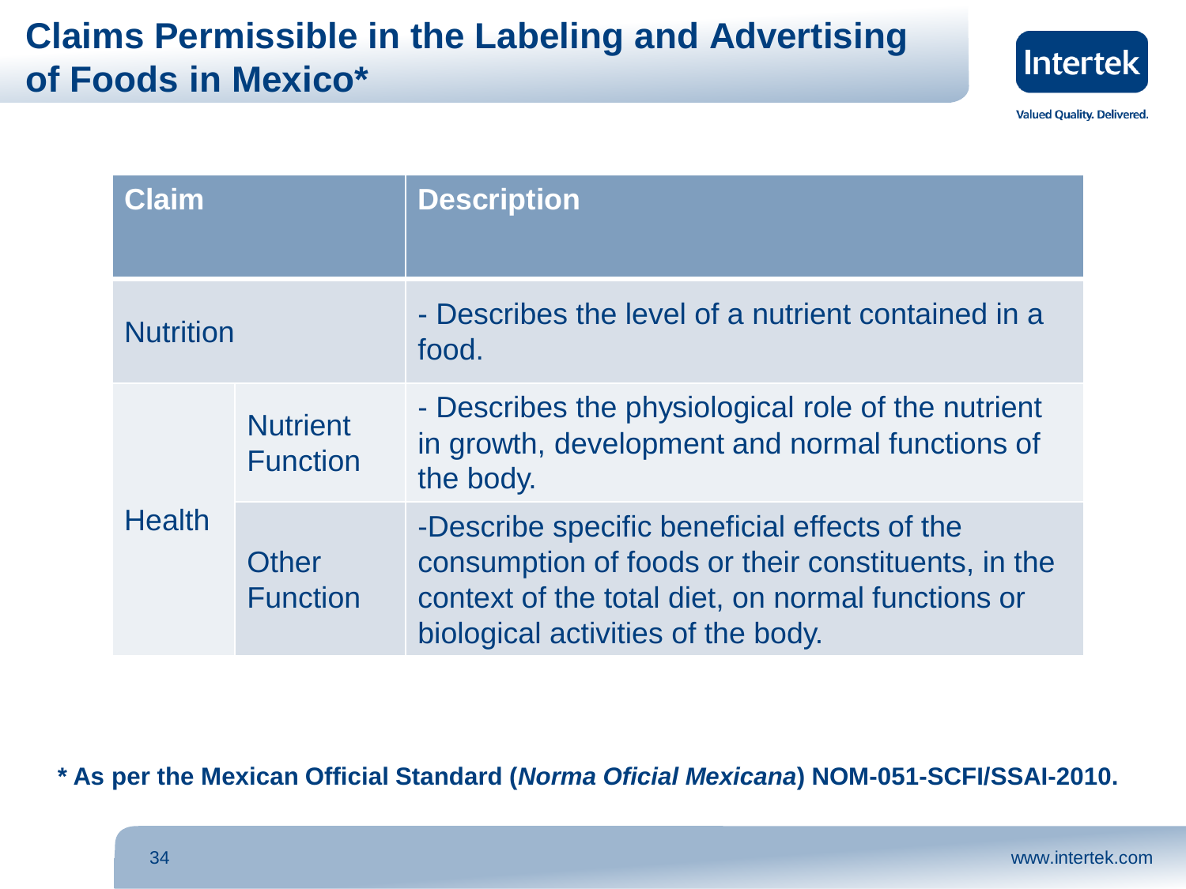# Claims Permissible in the Labeling and Advertising of Foods in Mexico*

| Claim | | Description |
|---|---|---|
| Nutrition | | - Describes the level of a nutrient contained in a food. |
| Health | Nutrient Function | - Describes the physiological role of the nutrient in growth, development and normal functions of the body. |
| | Other Function | -Describe specific beneficial effects of the consumption of foods or their constituents, in the context of the total diet, on normal functions or biological activities of the body. |

**\* As per the Mexican Official Standard (*Norma Oficial Mexicana*) NOM-051-SCFI/SSAI-2010.**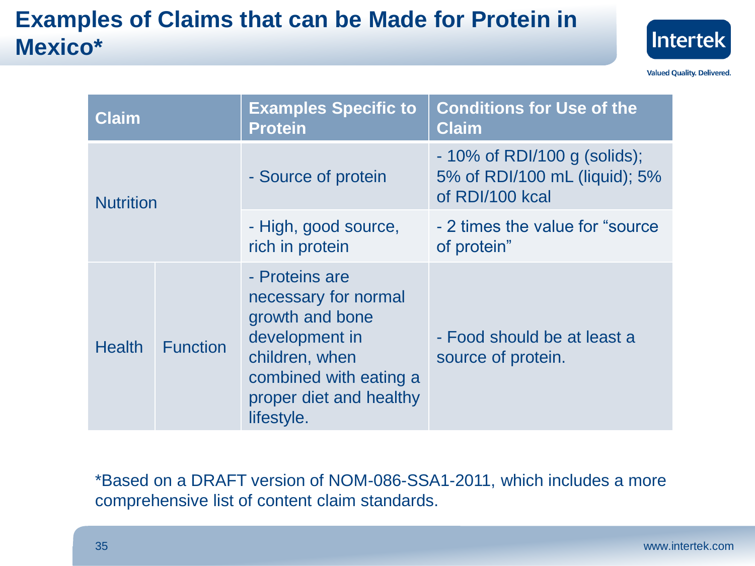# Examples of Claims that can be Made for Protein in Mexico*

| Claim | | Examples Specific to Protein | Conditions for Use of the Claim |
| --- | --- | --- | --- |
| Nutrition | | - Source of protein | - 10% of RDI/100 g (solids); 5% of RDI/100 mL (liquid); 5% of RDI/100 kcal |
| | | - High, good source, rich in protein | - 2 times the value for "source of protein" |
| Health | Function | - Proteins are necessary for normal growth and bone development in children, when combined with eating a proper diet and healthy lifestyle. | - Food should be at least a source of protein. |

*Based on a DRAFT version of NOM-086-SSA1-2011, which includes a more comprehensive list of content claim standards.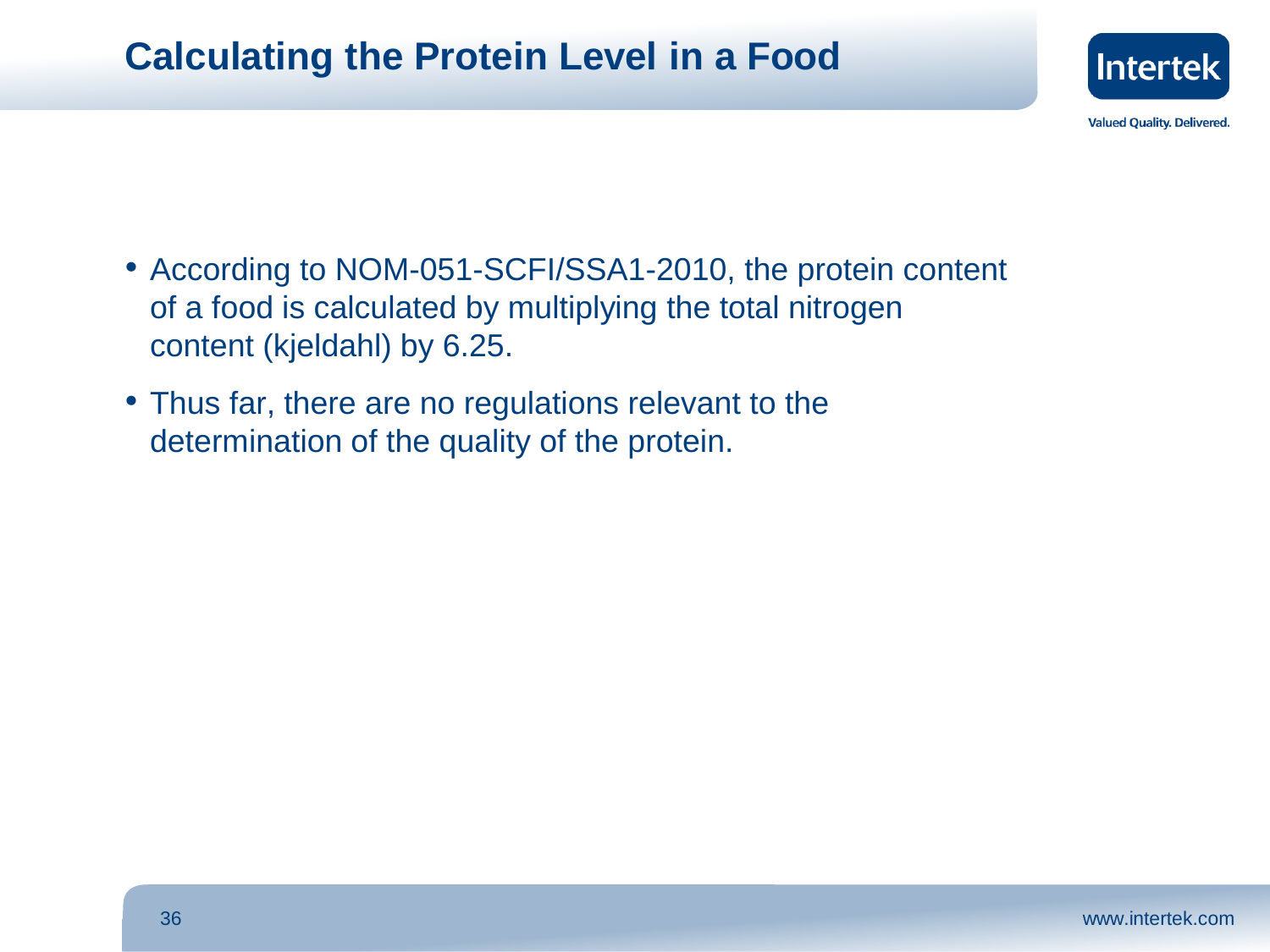# Calculating the Protein Level in a Food

- According to NOM-051-SCFI/SSA1-2010, the protein content of a food is calculated by multiplying the total nitrogen content (kjeldahl) by 6.25.
- Thus far, there are no regulations relevant to the determination of the quality of the protein.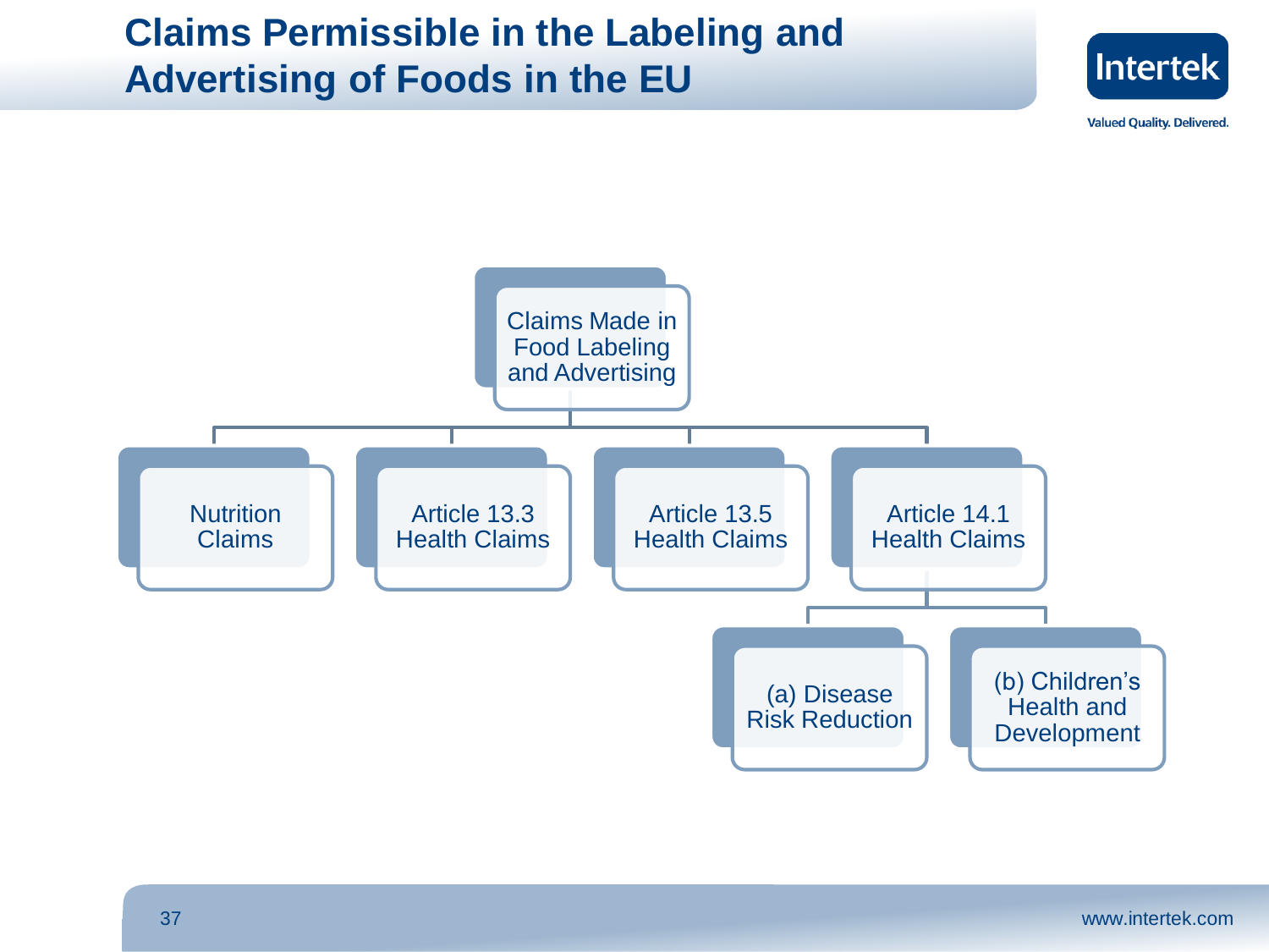# Claims Permissible in the Labeling and Advertising of Foods in the EU

- Claims Made in Food Labeling and Advertising
  - Nutrition Claims
  - Article 13.3 Health Claims
  - Article 13.5 Health Claims
  - Article 14.1 Health Claims
    - (a) Disease Risk Reduction
    - (b) Children's Health and Development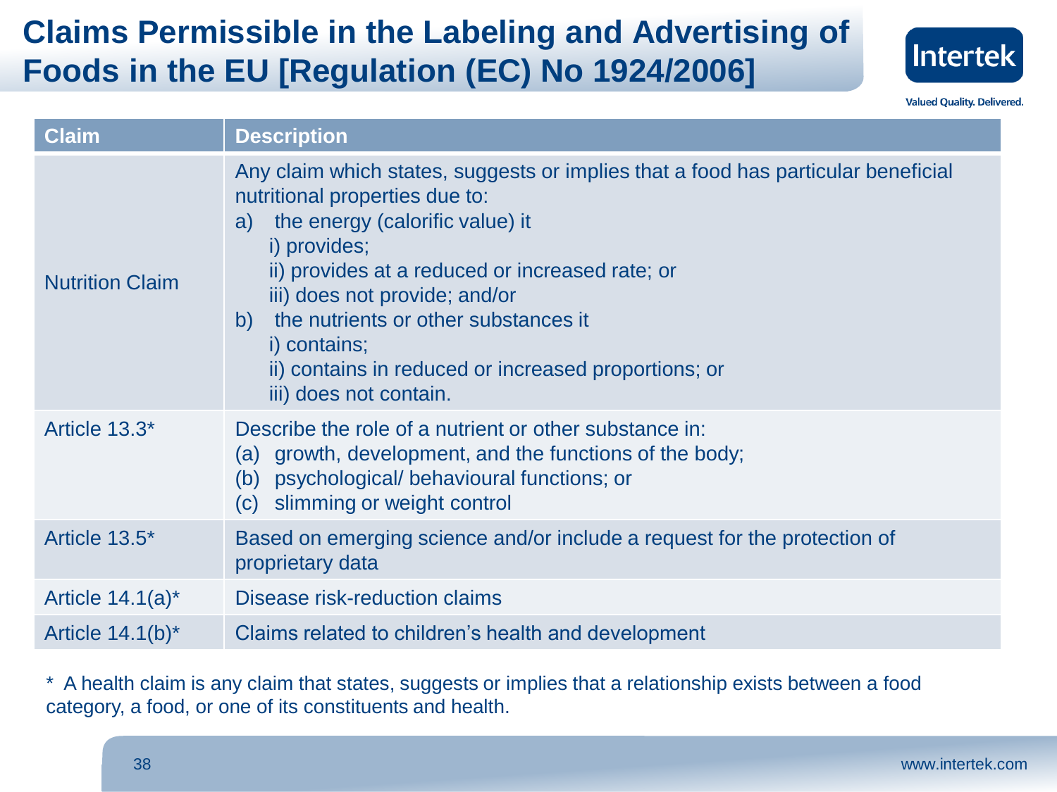# Claims Permissible in the Labeling and Advertising of Foods in the EU [Regulation (EC) No 1924/2006]

| Claim | Description |
| --- | --- |
| Nutrition Claim | Any claim which states, suggests or implies that a food has particular beneficial nutritional properties due to:<br>a) the energy (calorific value) it<br>i) provides;<br>ii) provides at a reduced or increased rate; or<br>iii) does not provide; and/or<br>b) the nutrients or other substances it<br>i) contains;<br>ii) contains in reduced or increased proportions; or<br>iii) does not contain. |
| Article 13.3* | Describe the role of a nutrient or other substance in:<br>(a) growth, development, and the functions of the body;<br>(b) psychological/ behavioural functions; or<br>(c) slimming or weight control |
| Article 13.5* | Based on emerging science and/or include a request for the protection of proprietary data |
| Article 14.1(a)* | Disease risk-reduction claims |
| Article 14.1(b)* | Claims related to children's health and development |

* A health claim is any claim that states, suggests or implies that a relationship exists between a food category, a food, or one of its constituents and health.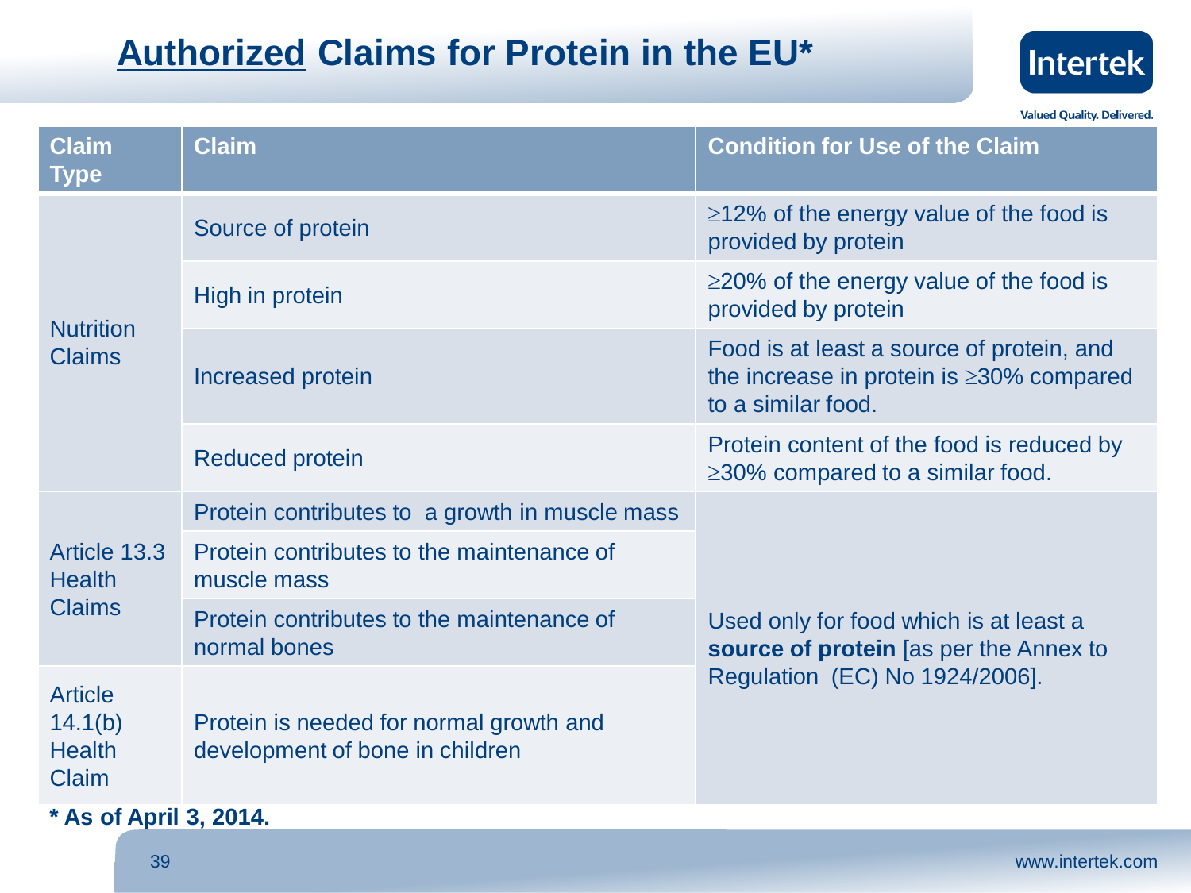# **Authorized** Claims for Protein in the EU*

| Claim Type | Claim | Condition for Use of the Claim |
|---|---|---|
| Nutrition Claims | Source of protein | ≥12% of the energy value of the food is provided by protein |
| | High in protein | ≥20% of the energy value of the food is provided by protein |
| | Increased protein | Food is at least a source of protein, and the increase in protein is ≥30% compared to a similar food. |
| | Reduced protein | Protein content of the food is reduced by ≥30% compared to a similar food. |
| Article 13.3 Health Claims | Protein contributes to a growth in muscle mass | Used only for food which is at least a **source of protein** [as per the Annex to Regulation (EC) No 1924/2006]. |
| | Protein contributes to the maintenance of muscle mass | |
| | Protein contributes to the maintenance of normal bones | |
| Article 14.1(b) Health Claim | Protein is needed for normal growth and development of bone in children | |

**\* As of April 3, 2014.**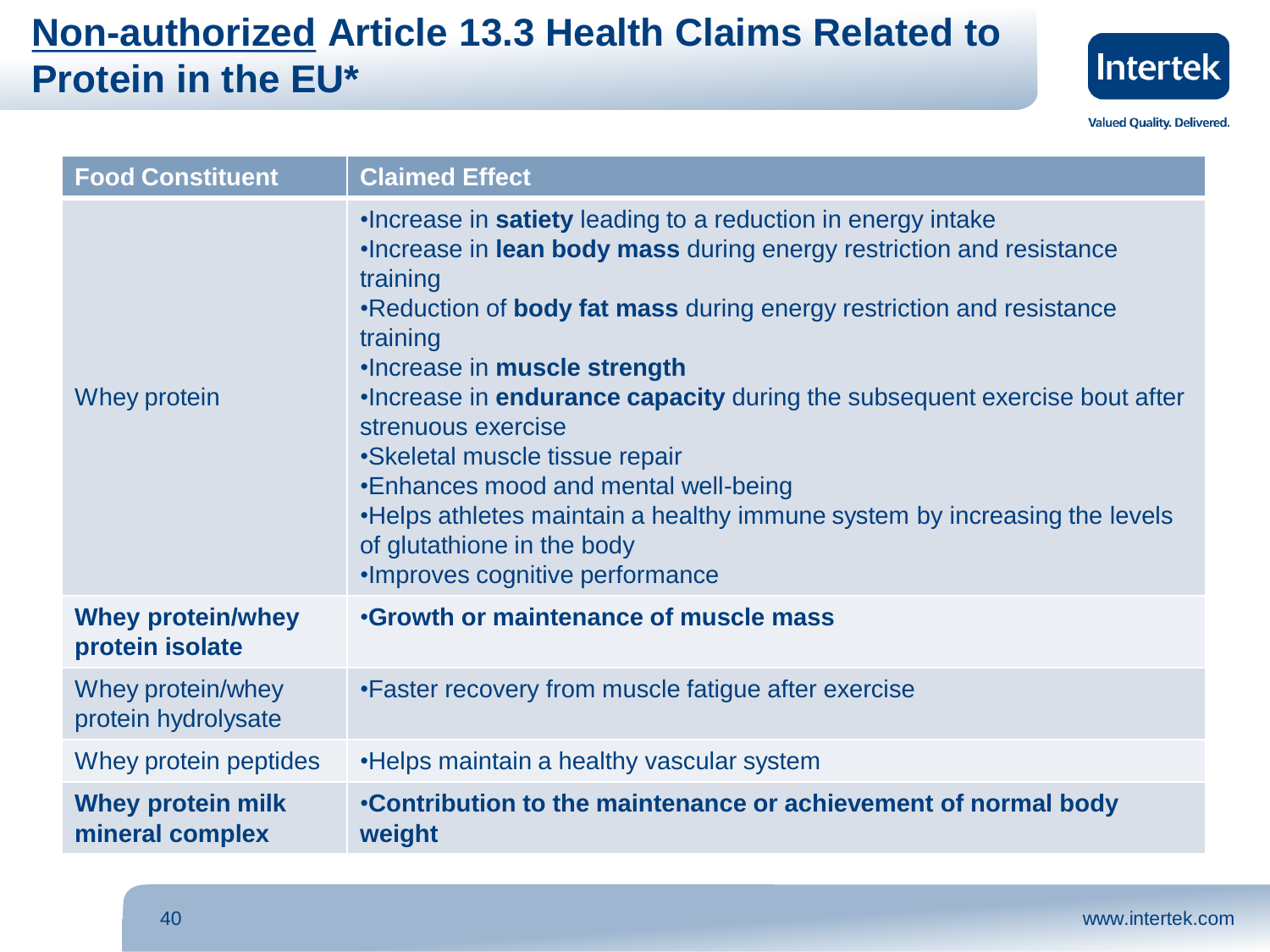# <u>Non-authorized</u> Article 13.3 Health Claims Related to Protein in the EU*

| Food Constituent | Claimed Effect |
|---|---|
| Whey protein | •Increase in **satiety** leading to a reduction in energy intake<br>•Increase in **lean body mass** during energy restriction and resistance training<br>•Reduction of **body fat mass** during energy restriction and resistance training<br>•Increase in **muscle strength**<br>•Increase in **endurance capacity** during the subsequent exercise bout after strenuous exercise<br>•Skeletal muscle tissue repair<br>•Enhances mood and mental well-being<br>•Helps athletes maintain a healthy immune system by increasing the levels of glutathione in the body<br>•Improves cognitive performance |
| **Whey protein/whey protein isolate** | •**Growth or maintenance of muscle mass** |
| Whey protein/whey protein hydrolysate | •Faster recovery from muscle fatigue after exercise |
| Whey protein peptides | •Helps maintain a healthy vascular system |
| **Whey protein milk mineral complex** | •**Contribution to the maintenance or achievement of normal body weight** |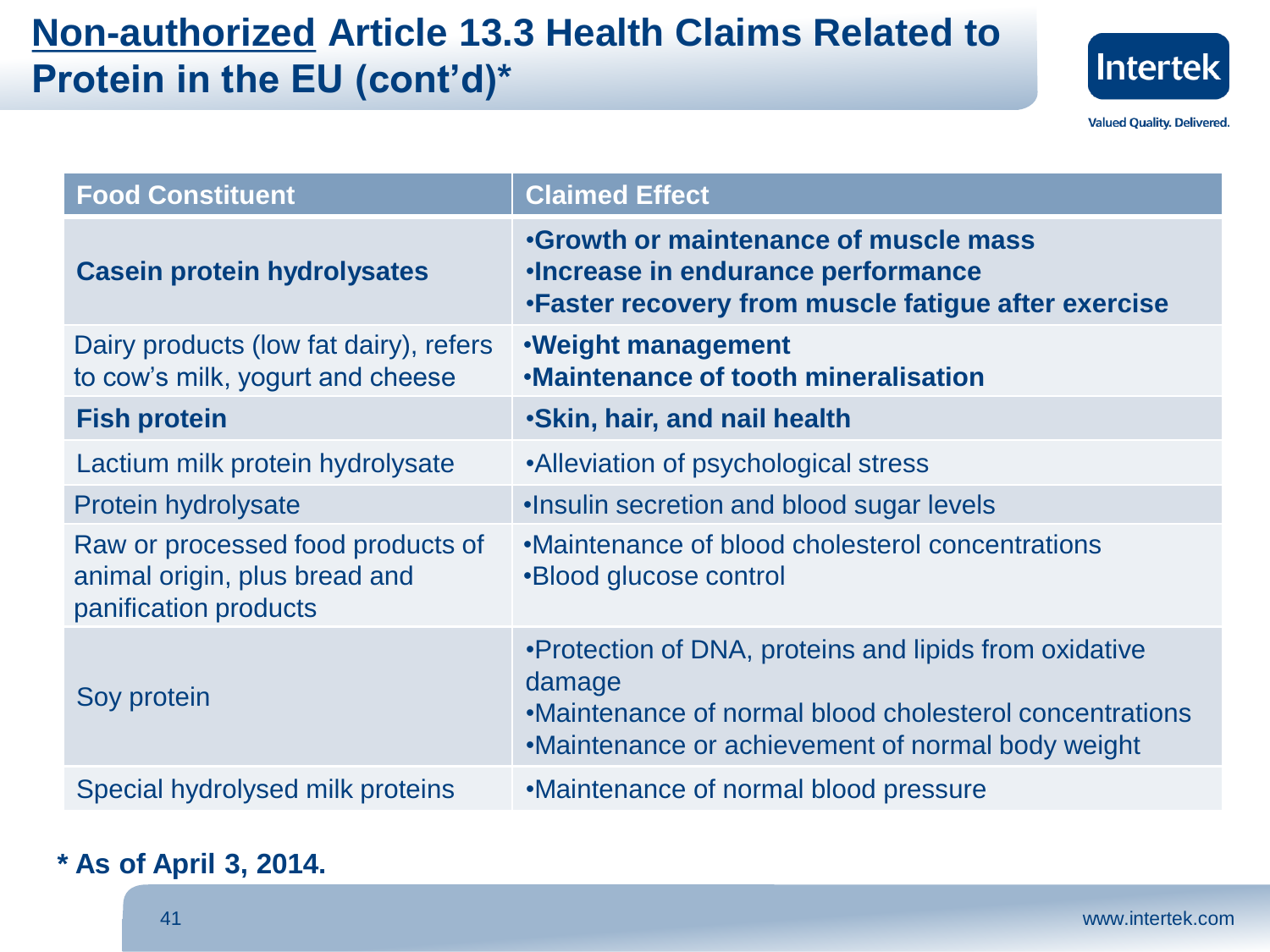# Non-authorized Article 13.3 Health Claims Related to Protein in the EU (cont'd)*

| Food Constituent | Claimed Effect |
|---|---|
| **Casein protein hydrolysates** | •**Growth or maintenance of muscle mass**<br>•**Increase in endurance performance**<br>•**Faster recovery from muscle fatigue after exercise** |
| Dairy products (low fat dairy), refers to cow's milk, yogurt and cheese | •**Weight management**<br>•**Maintenance of tooth mineralisation** |
| **Fish protein** | •**Skin, hair, and nail health** |
| Lactium milk protein hydrolysate | •Alleviation of psychological stress |
| Protein hydrolysate | •Insulin secretion and blood sugar levels |
| Raw or processed food products of animal origin, plus bread and panification products | •Maintenance of blood cholesterol concentrations<br>•Blood glucose control |
| Soy protein | •Protection of DNA, proteins and lipids from oxidative damage<br>•Maintenance of normal blood cholesterol concentrations<br>•Maintenance or achievement of normal body weight |
| Special hydrolysed milk proteins | •Maintenance of normal blood pressure |

**\* As of April 3, 2014.**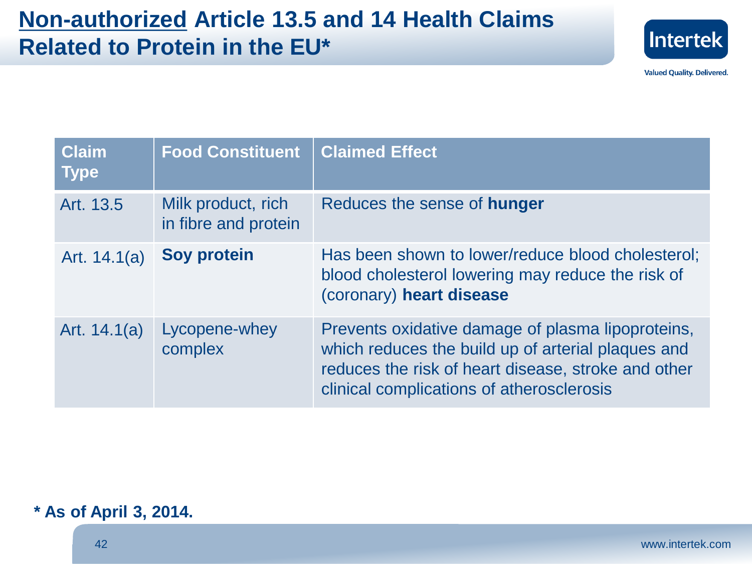# **Non-authorized** Article 13.5 and 14 Health Claims Related to Protein in the EU*

| Claim Type | Food Constituent | Claimed Effect |
|---|---|---|
| Art. 13.5 | Milk product, rich in fibre and protein | Reduces the sense of **hunger** |
| Art. 14.1(a) | **Soy protein** | Has been shown to lower/reduce blood cholesterol; blood cholesterol lowering may reduce the risk of (coronary) **heart disease** |
| Art. 14.1(a) | Lycopene-whey complex | Prevents oxidative damage of plasma lipoproteins, which reduces the build up of arterial plaques and reduces the risk of heart disease, stroke and other clinical complications of atherosclerosis |

**\* As of April 3, 2014.**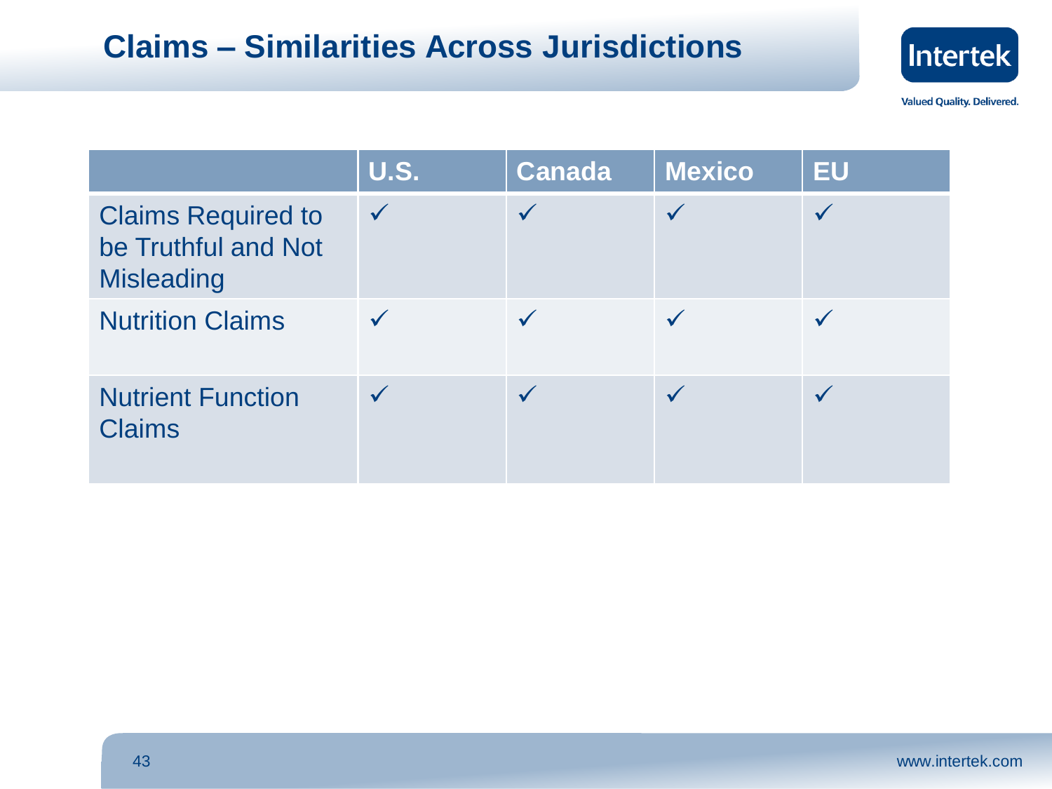# Claims – Similarities Across Jurisdictions

| | U.S. | Canada | Mexico | EU |
|---|---|---|---|---|
| Claims Required to be Truthful and Not Misleading | ✓ | ✓ | ✓ | ✓ |
| Nutrition Claims | ✓ | ✓ | ✓ | ✓ |
| Nutrient Function Claims | ✓ | ✓ | ✓ | ✓ |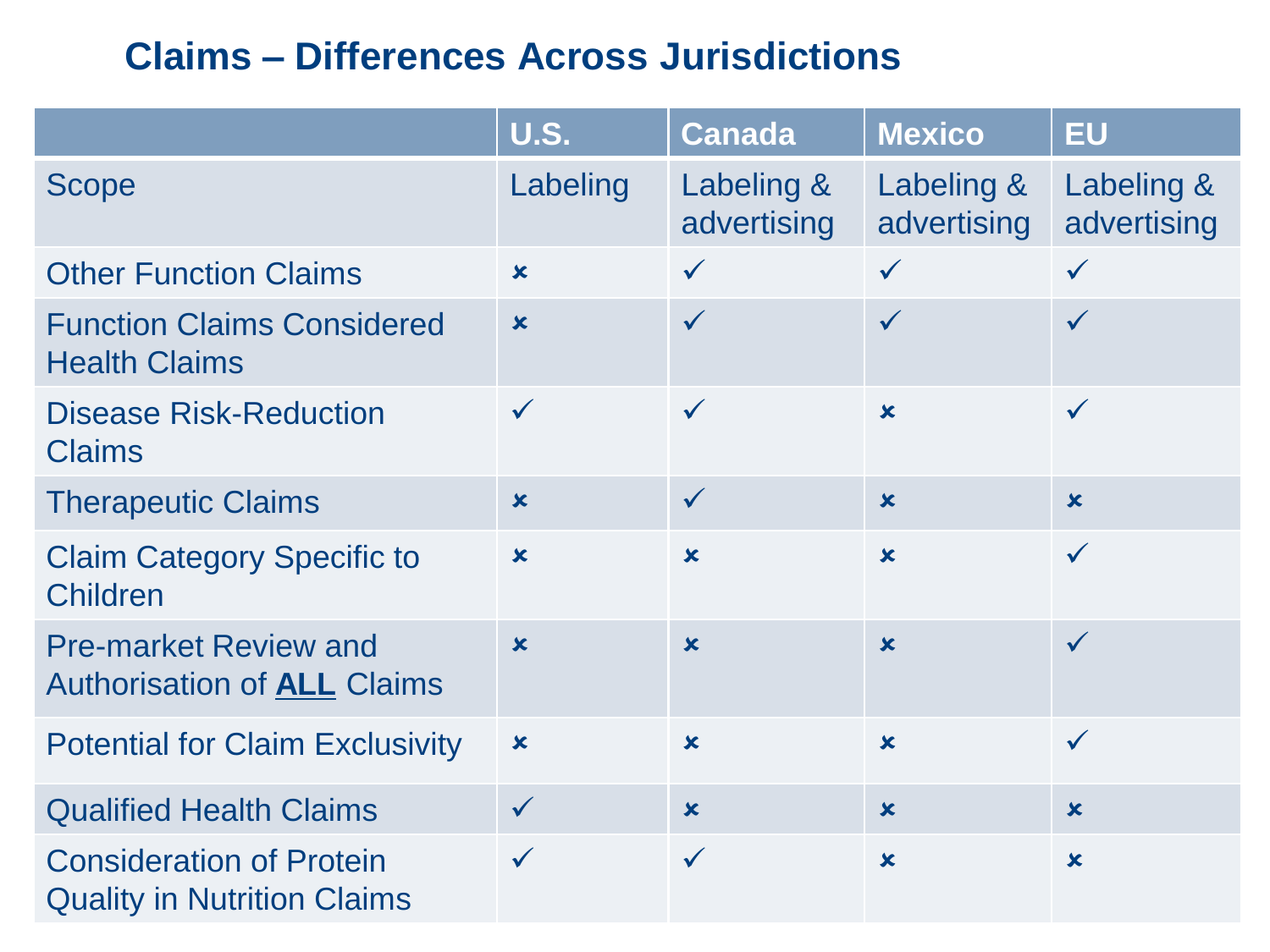# Claims – Differences Across Jurisdictions

| | U.S. | Canada | Mexico | EU |
|---|---|---|---|---|
| Scope | Labeling | Labeling & advertising | Labeling & advertising | Labeling & advertising |
| Other Function Claims | ✗ | ✓ | ✓ | ✓ |
| Function Claims Considered Health Claims | ✗ | ✓ | ✓ | ✓ |
| Disease Risk-Reduction Claims | ✓ | ✓ | ✗ | ✓ |
| Therapeutic Claims | ✗ | ✓ | ✗ | ✗ |
| Claim Category Specific to Children | ✗ | ✗ | ✗ | ✓ |
| Pre-market Review and Authorisation of **ALL** Claims | ✗ | ✗ | ✗ | ✓ |
| Potential for Claim Exclusivity | ✗ | ✗ | ✗ | ✓ |
| Qualified Health Claims | ✓ | ✗ | ✗ | ✗ |
| Consideration of Protein Quality in Nutrition Claims | ✓ | ✓ | ✗ | ✗ |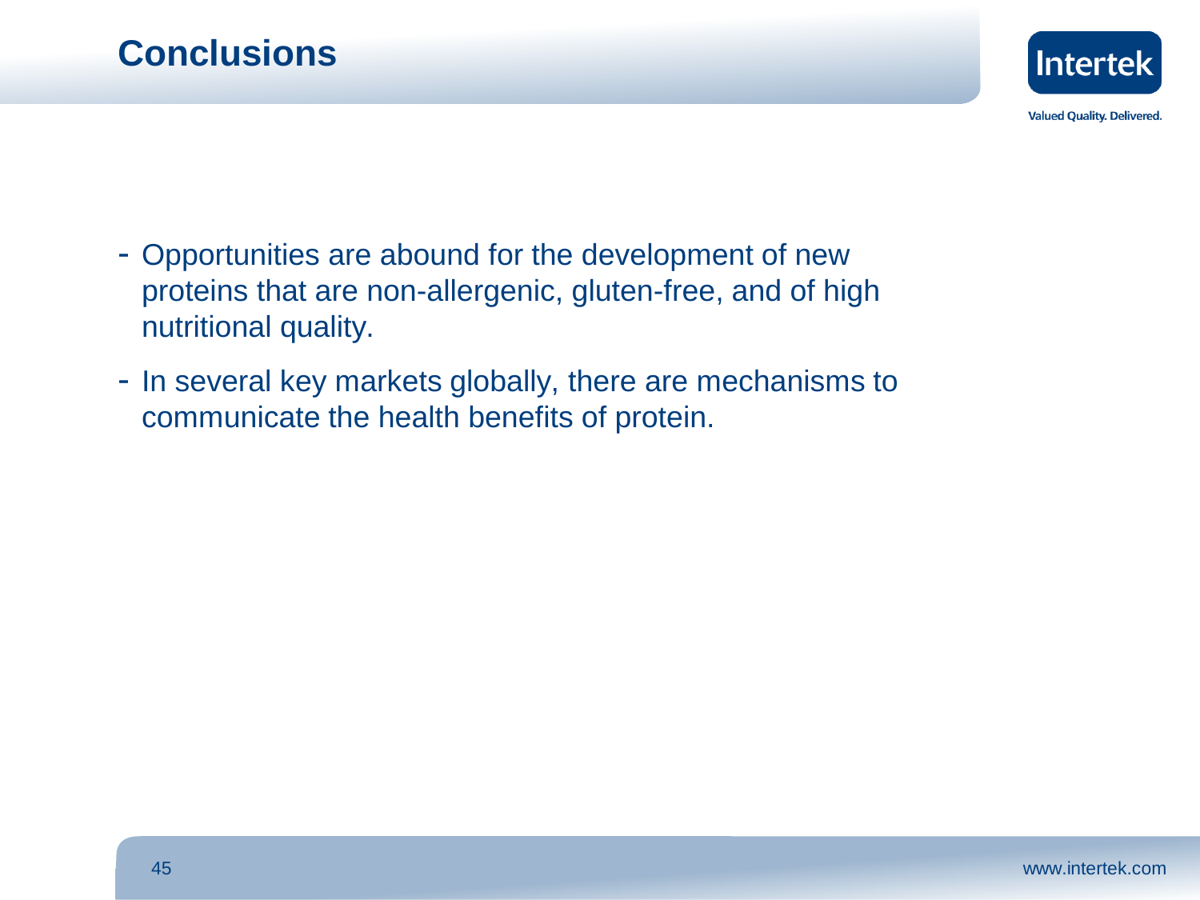# Conclusions

- Opportunities are abound for the development of new proteins that are non-allergenic, gluten-free, and of high nutritional quality.
- In several key markets globally, there are mechanisms to communicate the health benefits of protein.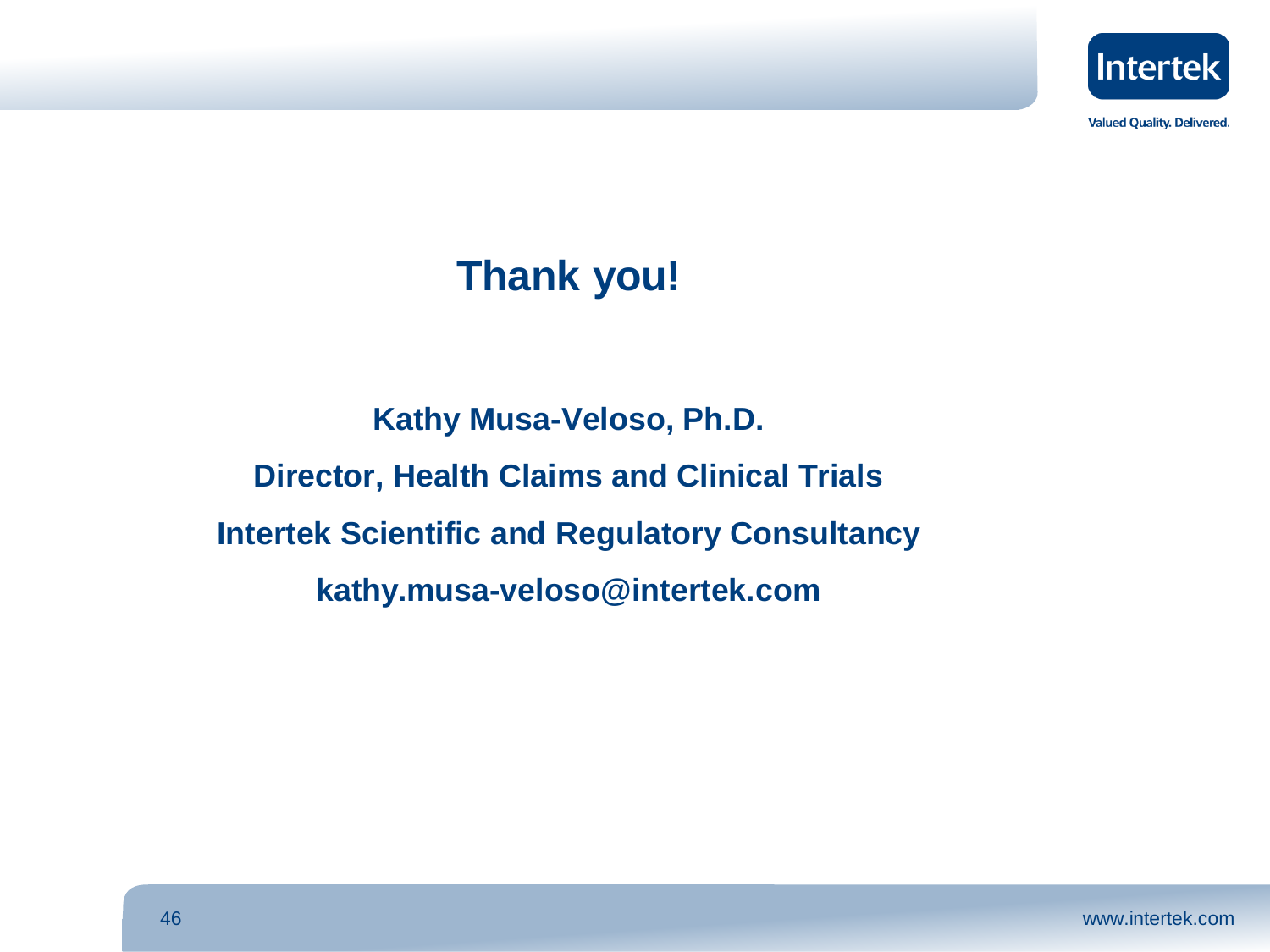# Thank you!

**Kathy Musa-Veloso, Ph.D.**

**Director, Health Claims and Clinical Trials**

**Intertek Scientific and Regulatory Consultancy**

**kathy.musa-veloso@intertek.com**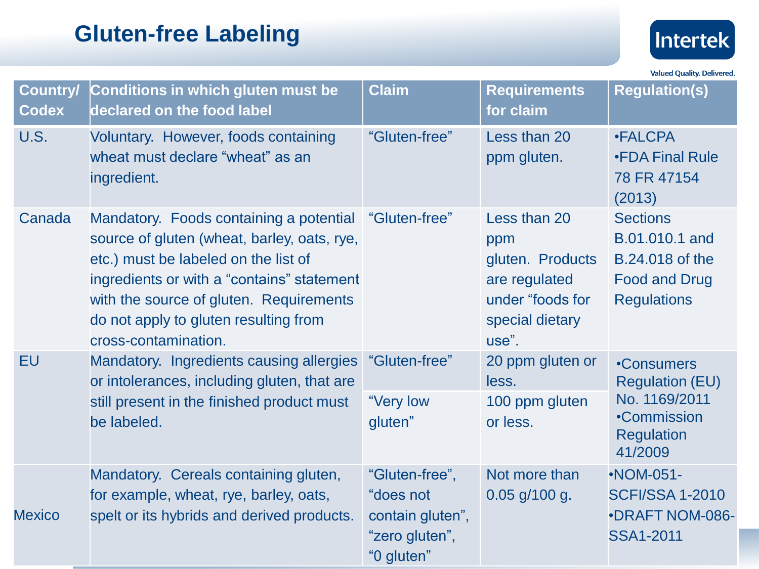# Gluten-free Labeling

| Country/ Codex | Conditions in which gluten must be declared on the food label | Claim | Requirements for claim | Regulation(s) |
|---|---|---|---|---|
| U.S. | Voluntary. However, foods containing wheat must declare "wheat" as an ingredient. | "Gluten-free" | Less than 20 ppm gluten. | •FALCPA •FDA Final Rule 78 FR 47154 (2013) |
| Canada | Mandatory. Foods containing a potential source of gluten (wheat, barley, oats, rye, etc.) must be labeled on the list of ingredients or with a "contains" statement with the source of gluten. Requirements do not apply to gluten resulting from cross-contamination. | "Gluten-free" | Less than 20 ppm gluten. Products are regulated under "foods for special dietary use". | Sections B.01.010.1 and B.24.018 of the Food and Drug Regulations |
| EU | Mandatory. Ingredients causing allergies or intolerances, including gluten, that are still present in the finished product must be labeled. | "Gluten-free" | 20 ppm gluten or less. | •Consumers Regulation (EU) No. 1169/2011 •Commission Regulation 41/2009 |
| | | "Very low gluten" | 100 ppm gluten or less. | |
| Mexico | Mandatory. Cereals containing gluten, for example, wheat, rye, barley, oats, spelt or its hybrids and derived products. | "Gluten-free", "does not contain gluten", "zero gluten", "0 gluten" | Not more than 0.05 g/100 g. | •NOM-051-SCFI/SSA 1-2010 •DRAFT NOM-086-SSA1-2011 |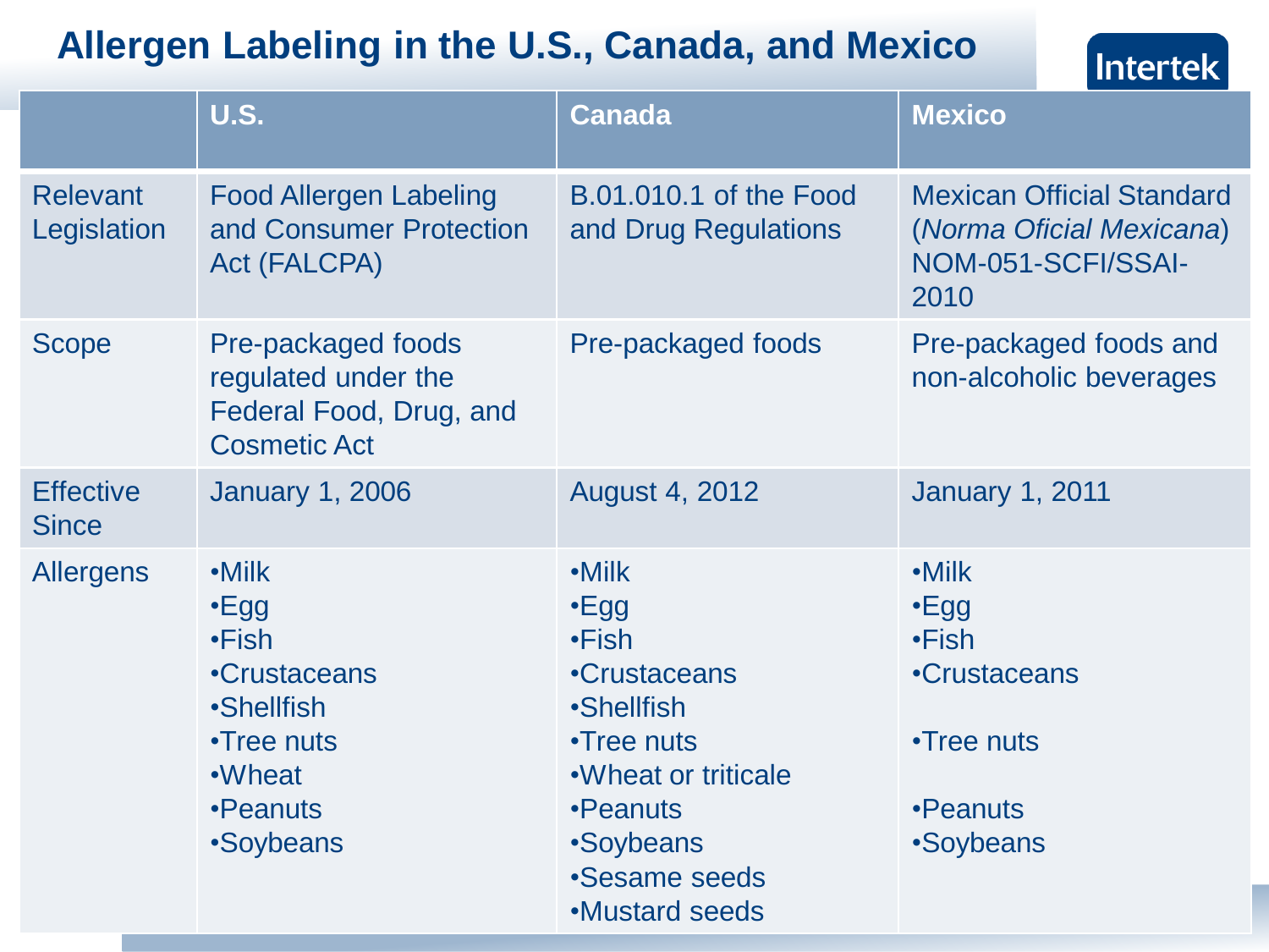# Allergen Labeling in the U.S., Canada, and Mexico

Intertek

| | U.S. | Canada | Mexico |
|---|---|---|---|
| Relevant Legislation | Food Allergen Labeling and Consumer Protection Act (FALCPA) | B.01.010.1 of the Food and Drug Regulations | Mexican Official Standard (*Norma Oficial Mexicana*) NOM-051-SCFI/SSAI-2010 |
| Scope | Pre-packaged foods regulated under the Federal Food, Drug, and Cosmetic Act | Pre-packaged foods | Pre-packaged foods and non-alcoholic beverages |
| Effective Since | January 1, 2006 | August 4, 2012 | January 1, 2011 |
| Allergens | •Milk<br>•Egg<br>•Fish<br>•Crustaceans<br>•Shellfish<br>•Tree nuts<br>•Wheat<br>•Peanuts<br>•Soybeans | •Milk<br>•Egg<br>•Fish<br>•Crustaceans<br>•Shellfish<br>•Tree nuts<br>•Wheat or triticale<br>•Peanuts<br>•Soybeans<br>•Sesame seeds<br>•Mustard seeds | •Milk<br>•Egg<br>•Fish<br>•Crustaceans<br>•Tree nuts<br>•Peanuts<br>•Soybeans |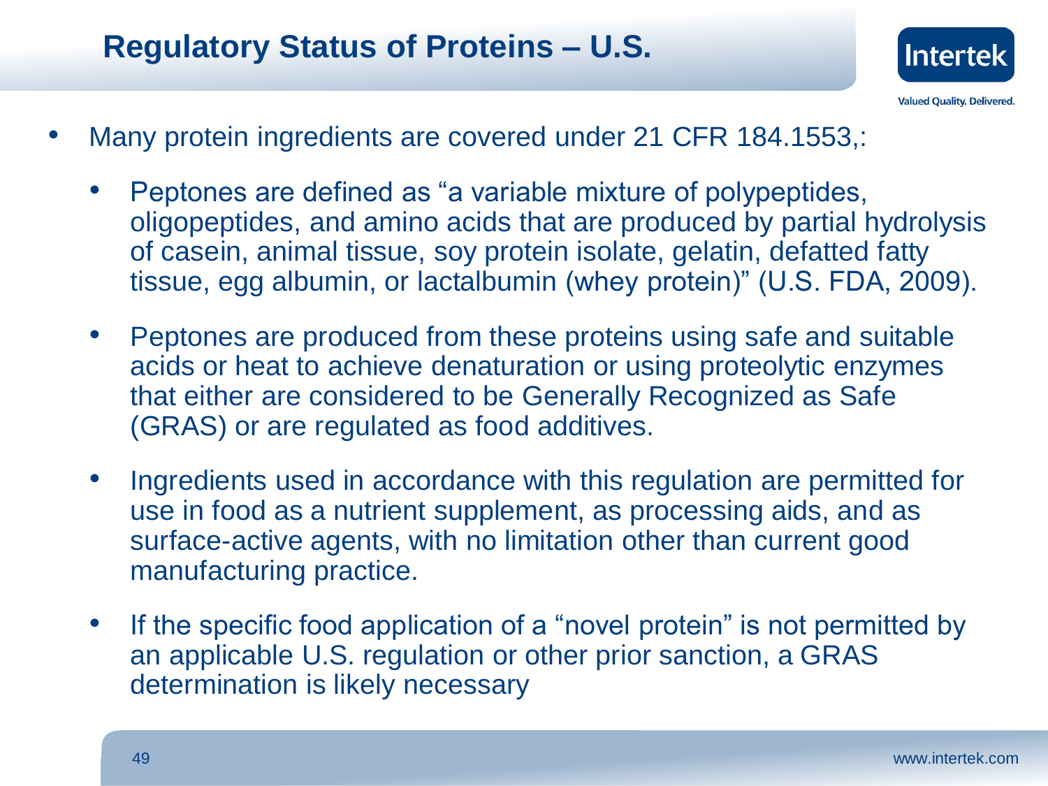# Regulatory Status of Proteins – U.S.

- Many protein ingredients are covered under 21 CFR 184.1553,:
  - Peptones are defined as “a variable mixture of polypeptides, oligopeptides, and amino acids that are produced by partial hydrolysis of casein, animal tissue, soy protein isolate, gelatin, defatted fatty tissue, egg albumin, or lactalbumin (whey protein)” (U.S. FDA, 2009).
  - Peptones are produced from these proteins using safe and suitable acids or heat to achieve denaturation or using proteolytic enzymes that either are considered to be Generally Recognized as Safe (GRAS) or are regulated as food additives.
  - Ingredients used in accordance with this regulation are permitted for use in food as a nutrient supplement, as processing aids, and as surface-active agents, with no limitation other than current good manufacturing practice.
  - If the specific food application of a “novel protein” is not permitted by an applicable U.S. regulation or other prior sanction, a GRAS determination is likely necessary